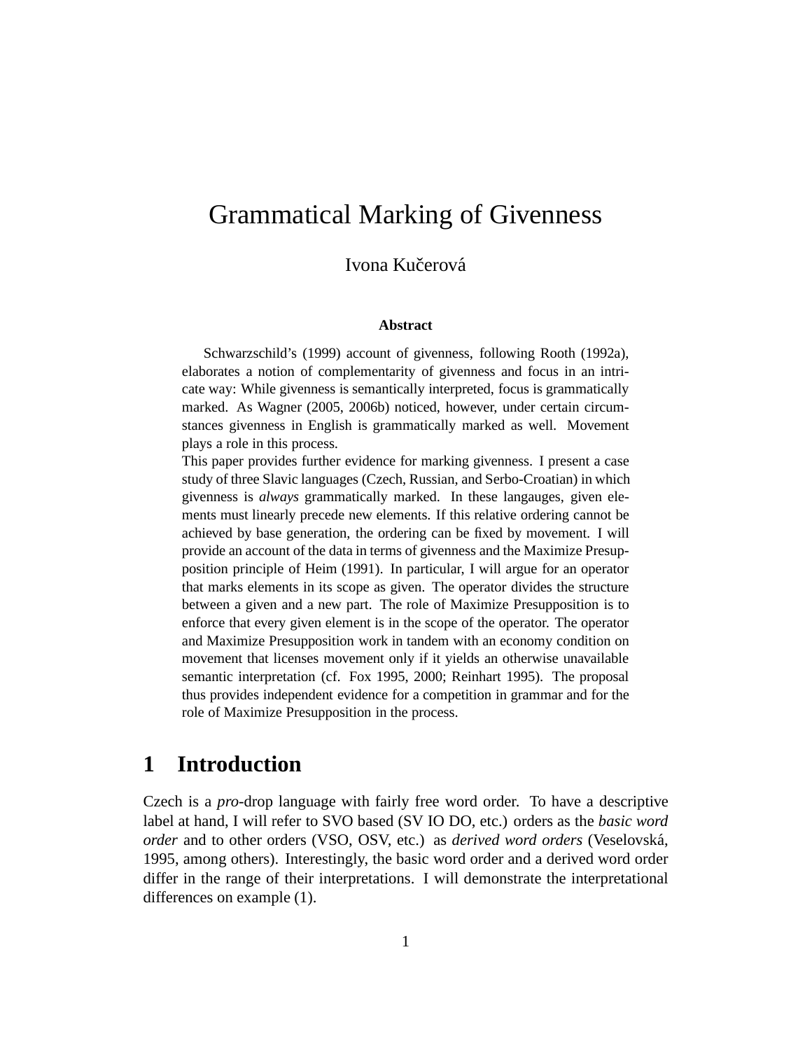# Grammatical Marking of Givenness

Ivona Kučerová

### Abstract

Schwarzschild's (1999) account of givenness, following Rooth (1992a), elaborates a notion of complementarity of givenness and focus in an intricate way: While givenness is semantically interpreted, focus is grammatically marked. As Wagner (2005, 2006b) noticed, however, under certain circumstances givenness in English is grammatically marked as well. Movement plays a role in this process.

This paper provides further evidence for marking givenness. I present a case study of three Slavic languages (Czech, Russian, and Serbo-Croatian) in which givenness is *always* grammatically marked. In these langauges, given elements must linearly precede new elements. If this relative ordering cannot be achieved by base generation, the ordering can be fixed by movement. I will provide an account of the data in terms of givenness and the Maximize Presupposition principle of Heim (1991). In particular, I will argue for an operator that marks elements in its scope as given. The operator divides the structure between a given and a new part. The role of Maximize Presupposition is to enforce that every given element is in the scope of the operator. The operator and Maximize Presupposition work in tandem with an economy condition on movement that licenses movement only if it yields an otherwise unavailable semantic interpretation (cf. Fox 1995, 2000; Reinhart 1995). The proposal thus provides independent evidence for a competition in grammar and for the role of Maximize Presupposition in the process.

## 1 Introduction

Czech is a *pro*-drop language with fairly free word order. To have a descriptive label at hand, I will refer to SVO based (SV IO DO, etc.) orders as the *basic word order* and to other orders (VSO, OSV, etc.) as *derived word orders* (Veselovská, 1995, among others). Interestingly, the basic word order and a derived word order differ in the range of their interpretations. I will demonstrate the interpretational differences on example (1).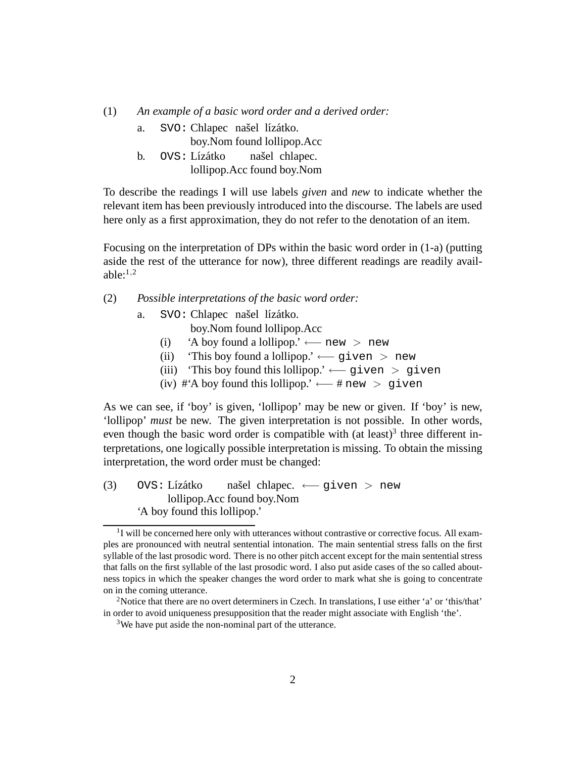(1) *An example of a basic word order and a derived order:*

   a. `SVO:` Chlapec našel lízátko.
      boy.Nom found lollipop.Acc

   b. `OVS:` Lízátko našel chlapec.
      lollipop.Acc found boy.Nom

To describe the readings I will use labels *given* and *new* to indicate whether the relevant item has been previously introduced into the discourse. The labels are used here only as a first approximation, they do not refer to the denotation of an item.

Focusing on the interpretation of DPs within the basic word order in (1-a) (putting aside the rest of the utterance for now), three different readings are readily available:[1,2]

(2) *Possible interpretations of the basic word order:*

   a. `SVO:` Chlapec našel lízátko.
      boy.Nom found lollipop.Acc
      (i) 'A boy found a lollipop.' ⟵ `new` > `new`
      (ii) 'This boy found a lollipop.' ⟵ `given` > `new`
      (iii) 'This boy found this lollipop.' ⟵ `given` > `given`
      (iv) #'A boy found this lollipop.' ⟵ # `new` > `given`

As we can see, if 'boy' is given, 'lollipop' may be new or given. If 'boy' is new, 'lollipop' *must* be new. The given interpretation is not possible. In other words, even though the basic word order is compatible with (at least)[3] three different interpretations, one logically possible interpretation is missing. To obtain the missing interpretation, the word order must be changed:

(3) `OVS:` Lízátko našel chlapec. ⟵ `given` > `new`
   lollipop.Acc found boy.Nom
   'A boy found this lollipop.'

---

[1] I will be concerned here only with utterances without contrastive or corrective focus. All examples are pronounced with neutral sentential intonation. The main sentential stress falls on the first syllable of the last prosodic word. There is no other pitch accent except for the main sentential stress that falls on the first syllable of the last prosodic word. I also put aside cases of the so called aboutness topics in which the speaker changes the word order to mark what she is going to concentrate on in the coming utterance.

[2] Notice that there are no overt determiners in Czech. In translations, I use either 'a' or 'this/that' in order to avoid uniqueness presupposition that the reader might associate with English 'the'.

[3] We have put aside the non-nominal part of the utterance.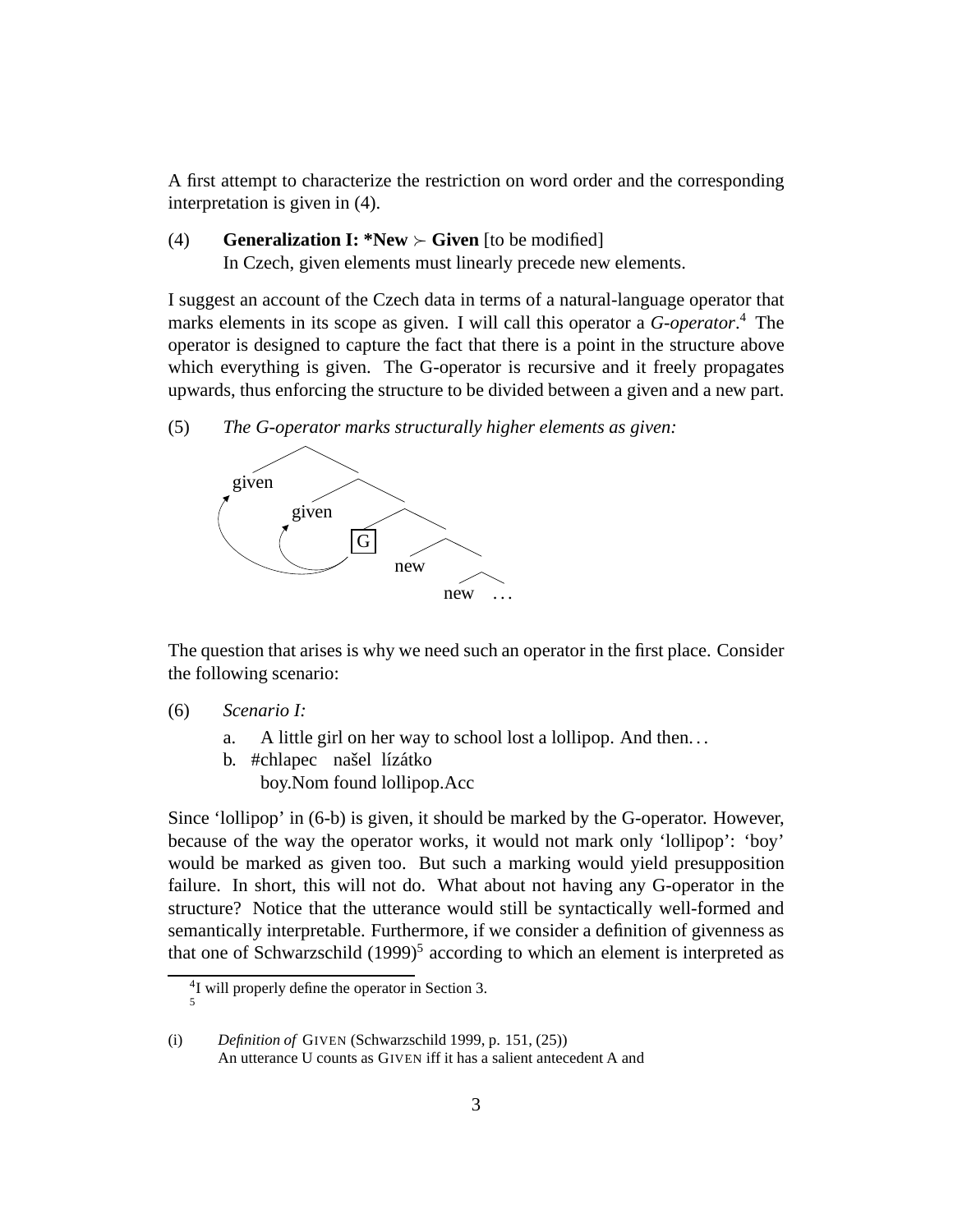A first attempt to characterize the restriction on word order and the corresponding interpretation is given in (4).

(4) **Generalization I: *New ≻ Given** [to be modified]
In Czech, given elements must linearly precede new elements.

I suggest an account of the Czech data in terms of a natural-language operator that marks elements in its scope as given. I will call this operator a *G-operator*.[4] The operator is designed to capture the fact that there is a point in the structure above which everything is given. The G-operator is recursive and it freely propagates upwards, thus enforcing the structure to be divided between a given and a new part.

(5) *The G-operator marks structurally higher elements as given:*

```
          /\
     given  /\
       given  /\
             [G]  /\
                new  /\
                   new  ...
```

The question that arises is why we need such an operator in the first place. Consider the following scenario:

(6) *Scenario I:*
   a. A little girl on her way to school lost a lollipop. And then...
   b. #chlapec našel lízátko
      boy.Nom found lollipop.Acc

Since 'lollipop' in (6-b) is given, it should be marked by the G-operator. However, because of the way the operator works, it would not mark only 'lollipop': 'boy' would be marked as given too. But such a marking would yield presupposition failure. In short, this will not do. What about not having any G-operator in the structure? Notice that the utterance would still be syntactically well-formed and semantically interpretable. Furthermore, if we consider a definition of givenness as that one of Schwarzschild (1999)[5] according to which an element is interpreted as

---

[4] I will properly define the operator in Section 3.

[5]

(i) *Definition of* GIVEN (Schwarzschild 1999, p. 151, (25))
An utterance U counts as GIVEN iff it has a salient antecedent A and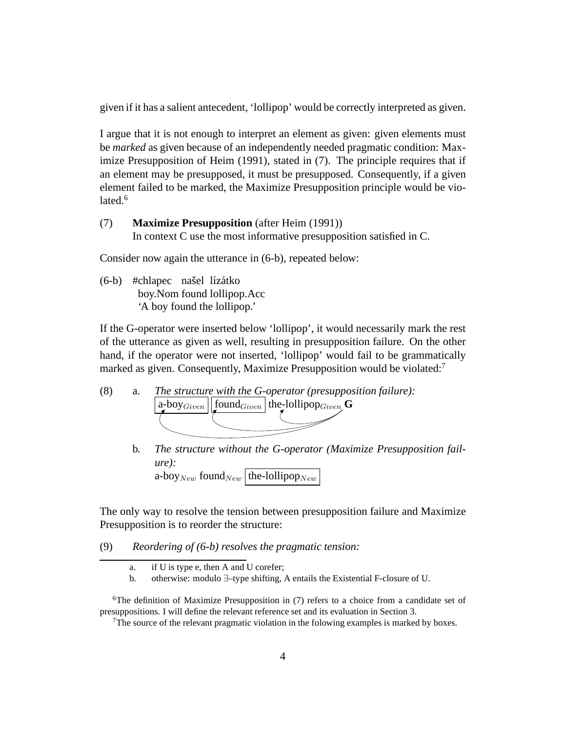given if it has a salient antecedent, 'lollipop' would be correctly interpreted as given.

I argue that it is not enough to interpret an element as given: given elements must be *marked* as given because of an independently needed pragmatic condition: Maximize Presupposition of Heim (1991), stated in (7). The principle requires that if an element may be presupposed, it must be presupposed. Consequently, if a given element failed to be marked, the Maximize Presupposition principle would be violated.[6]

(7) **Maximize Presupposition** (after Heim (1991))
In context C use the most informative presupposition satisfied in C.

Consider now again the utterance in (6-b), repeated below:

(6-b) #chlapec našel lízátko
boy.Nom found lollipop.Acc
'A boy found the lollipop.'

If the G-operator were inserted below 'lollipop', it would necessarily mark the rest of the utterance as given as well, resulting in presupposition failure. On the other hand, if the operator were not inserted, 'lollipop' would fail to be grammatically marked as given. Consequently, Maximize Presupposition would be violated:[7]

(8) a. *The structure with the G-operator (presupposition failure):*
[a-boy$_{Given}$] [found$_{Given}$] the-lollipop$_{Given}$ **G**

b. *The structure without the G-operator (Maximize Presupposition failure):*
a-boy$_{New}$ found$_{New}$ [the-lollipop$_{New}$]

The only way to resolve the tension between presupposition failure and Maximize Presupposition is to reorder the structure:

(9) *Reordering of (6-b) resolves the pragmatic tension:*

---

a. if U is type e, then A and U corefer;

b. otherwise: modulo ∃–type shifting, A entails the Existential F-closure of U.

[6]The definition of Maximize Presupposition in (7) refers to a choice from a candidate set of presuppositions. I will define the relevant reference set and its evaluation in Section 3.

[7]The source of the relevant pragmatic violation in the folowing examples is marked by boxes.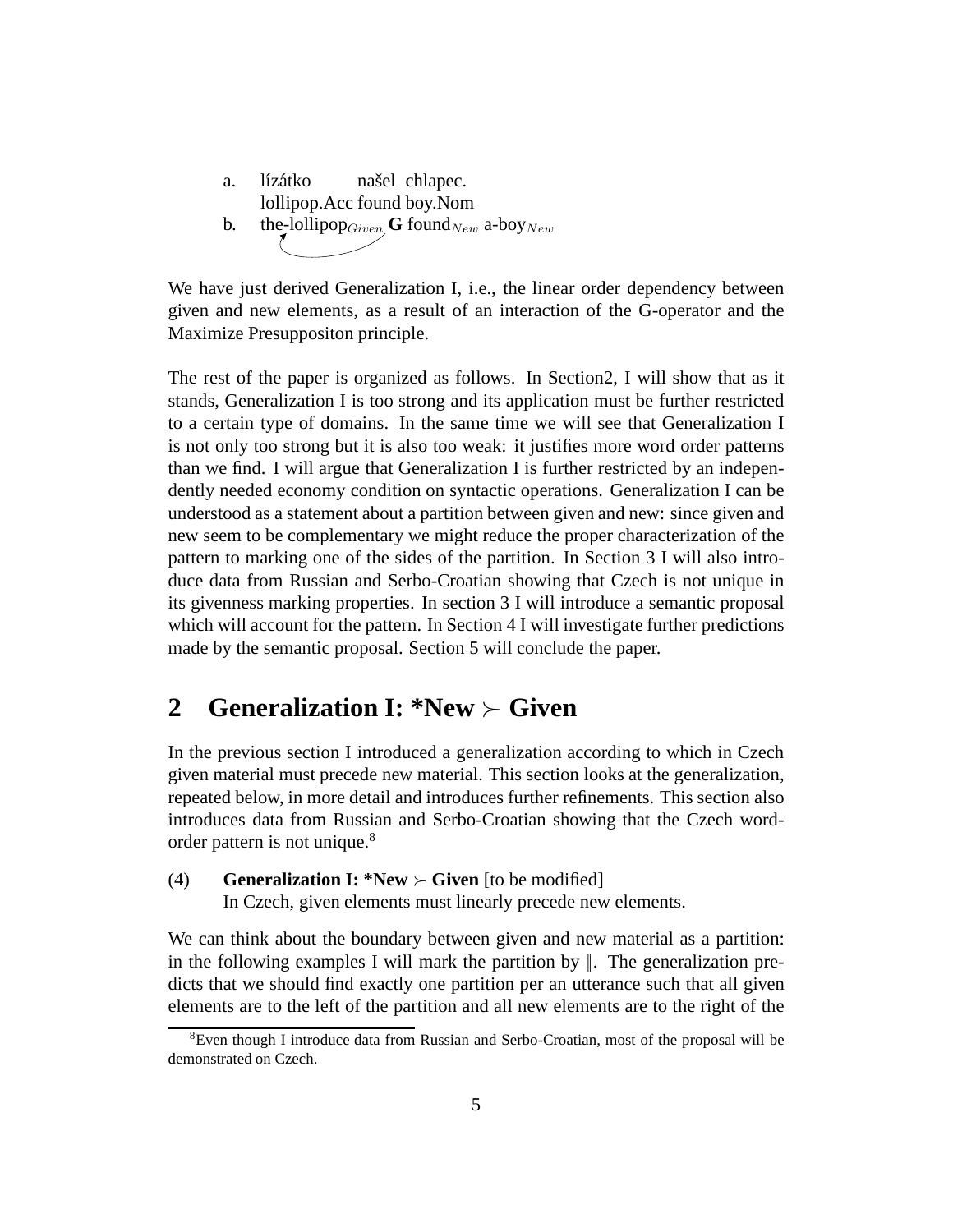a. lízátko našel chlapec.
   lollipop.Acc found boy.Nom

b. the-lollipop$_{Given}$ **G** found$_{New}$ a-boy$_{New}$

We have just derived Generalization I, i.e., the linear order dependency between given and new elements, as a result of an interaction of the G-operator and the Maximize Presuppositon principle.

The rest of the paper is organized as follows. In Section2, I will show that as it stands, Generalization I is too strong and its application must be further restricted to a certain type of domains. In the same time we will see that Generalization I is not only too strong but it is also too weak: it justifies more word order patterns than we find. I will argue that Generalization I is further restricted by an independently needed economy condition on syntactic operations. Generalization I can be understood as a statement about a partition between given and new: since given and new seem to be complementary we might reduce the proper characterization of the pattern to marking one of the sides of the partition. In Section 3 I will also introduce data from Russian and Serbo-Croatian showing that Czech is not unique in its givenness marking properties. In section 3 I will introduce a semantic proposal which will account for the pattern. In Section 4 I will investigate further predictions made by the semantic proposal. Section 5 will conclude the paper.

## 2 Generalization I: *New $\succ$ Given

In the previous section I introduced a generalization according to which in Czech given material must precede new material. This section looks at the generalization, repeated below, in more detail and introduces further refinements. This section also introduces data from Russian and Serbo-Croatian showing that the Czech word-order pattern is not unique.[8]

(4) **Generalization I: *New $\succ$ Given** [to be modified]
In Czech, given elements must linearly precede new elements.

We can think about the boundary between given and new material as a partition: in the following examples I will mark the partition by $\|$. The generalization predicts that we should find exactly one partition per an utterance such that all given elements are to the left of the partition and all new elements are to the right of the

[8] Even though I introduce data from Russian and Serbo-Croatian, most of the proposal will be demonstrated on Czech.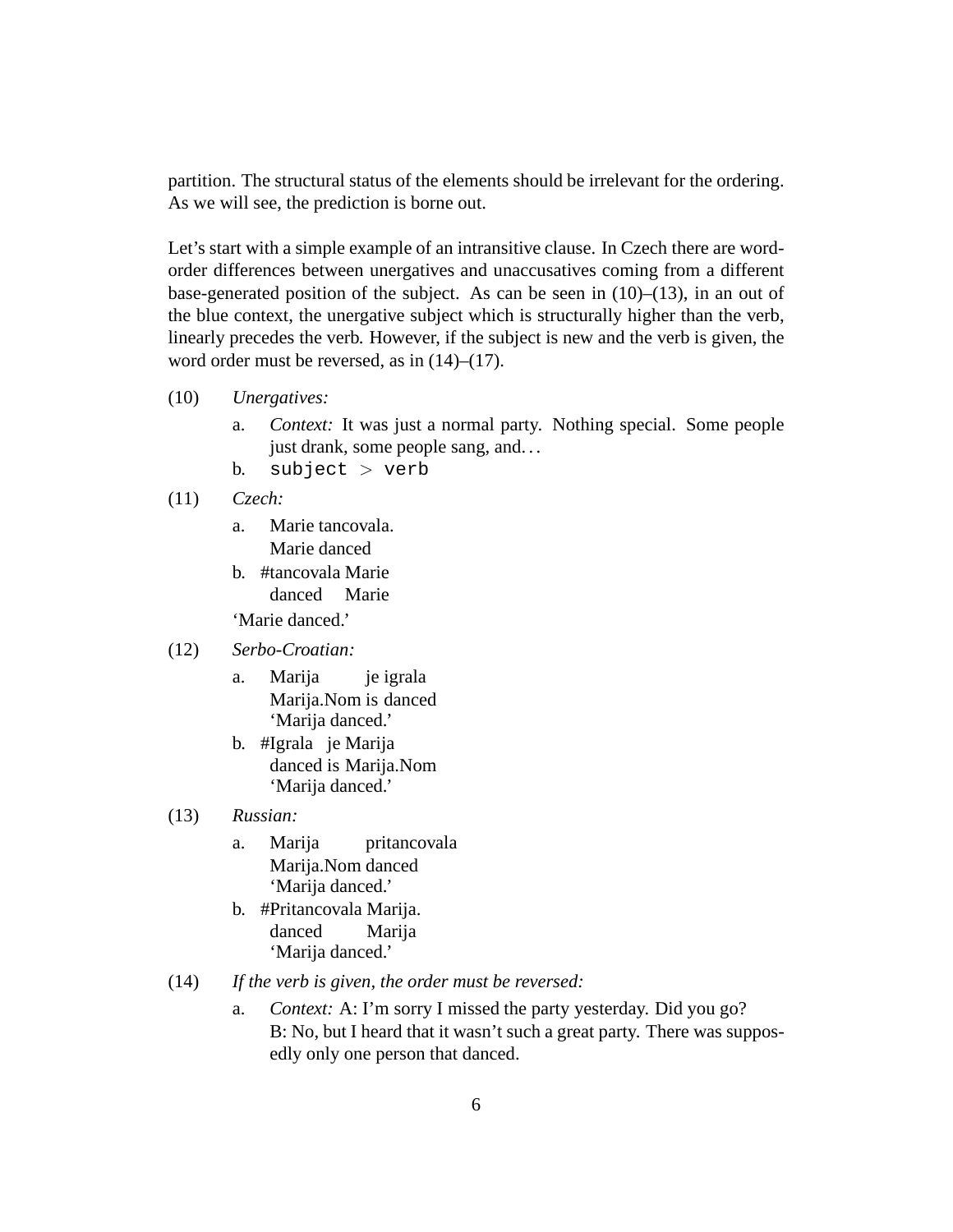partition. The structural status of the elements should be irrelevant for the ordering. As we will see, the prediction is borne out.

Let's start with a simple example of an intransitive clause. In Czech there are word-order differences between unergatives and unaccusatives coming from a different base-generated position of the subject. As can be seen in (10)–(13), in an out of the blue context, the unergative subject which is structurally higher than the verb, linearly precedes the verb. However, if the subject is new and the verb is given, the word order must be reversed, as in (14)–(17).

(10) *Unergatives:*

a. *Context:* It was just a normal party. Nothing special. Some people just drank, some people sang, and...

b. `subject > verb`

(11) *Czech:*

a. Marie tancovala.
   Marie danced

b. #tancovala Marie
   danced Marie

'Marie danced.'

(12) *Serbo-Croatian:*

a. Marija je igrala
   Marija.Nom is danced
   'Marija danced.'

b. #Igrala je Marija
   danced is Marija.Nom
   'Marija danced.'

(13) *Russian:*

a. Marija pritancovala
   Marija.Nom danced
   'Marija danced.'

b. #Pritancovala Marija.
   danced Marija
   'Marija danced.'

(14) *If the verb is given, the order must be reversed:*

a. *Context:* A: I'm sorry I missed the party yesterday. Did you go?
   B: No, but I heard that it wasn't such a great party. There was supposedly only one person that danced.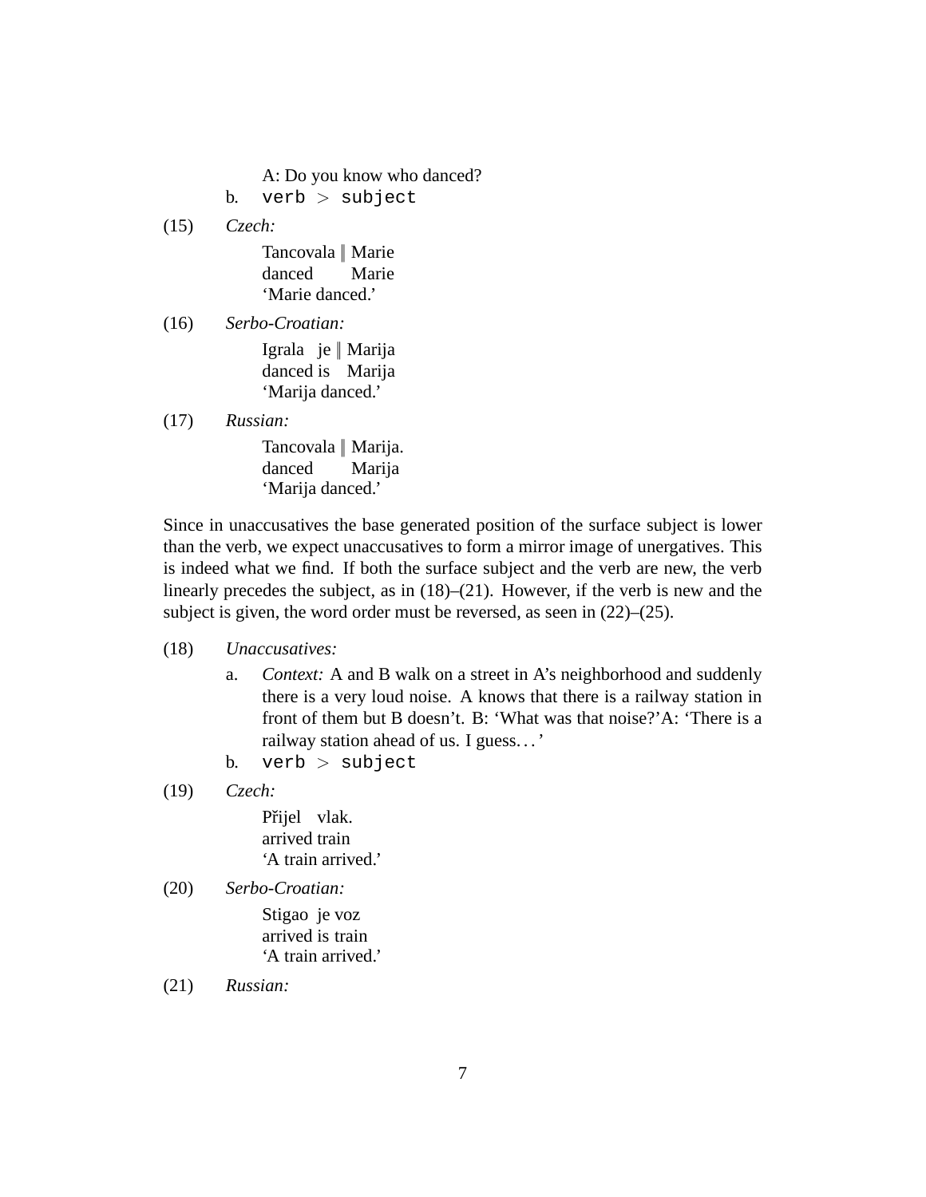A: Do you know who danced?

b. `verb > subject`

(15) *Czech:*

Tancovala ‖ Marie  
danced Marie  
'Marie danced.'

(16) *Serbo-Croatian:*

Igrala je ‖ Marija  
danced is Marija  
'Marija danced.'

(17) *Russian:*

Tancovala ‖ Marija.  
danced Marija  
'Marija danced.'

Since in unaccusatives the base generated position of the surface subject is lower than the verb, we expect unaccusatives to form a mirror image of unergatives. This is indeed what we find. If both the surface subject and the verb are new, the verb linearly precedes the subject, as in (18)–(21). However, if the verb is new and the subject is given, the word order must be reversed, as seen in (22)–(25).

(18) *Unaccusatives:*

a. *Context:* A and B walk on a street in A's neighborhood and suddenly there is a very loud noise. A knows that there is a railway station in front of them but B doesn't. B: 'What was that noise?'A: 'There is a railway station ahead of us. I guess. . . '

b. `verb > subject`

(19) *Czech:*

Přijel vlak.  
arrived train  
'A train arrived.'

(20) *Serbo-Croatian:*

Stigao je voz  
arrived is train  
'A train arrived.'

(21) *Russian:*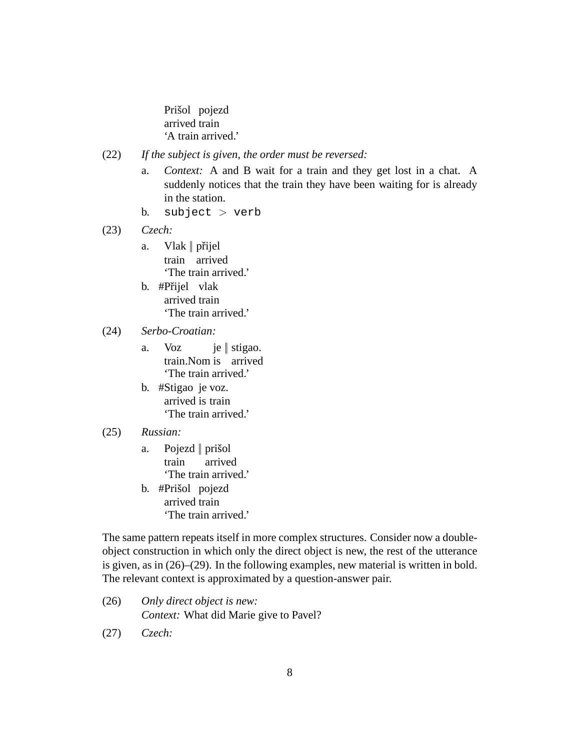Prišol pojezd
arrived train
'A train arrived.'

(22) *If the subject is given, the order must be reversed:*

a. *Context:* A and B wait for a train and they get lost in a chat. A suddenly notices that the train they have been waiting for is already in the station.

b. `subject` > `verb`

(23) *Czech:*

a. Vlak ‖ přijel
train arrived
'The train arrived.'

b. #Přijel vlak
arrived train
'The train arrived.'

(24) *Serbo-Croatian:*

a. Voz je ‖ stigao.
train.Nom is arrived
'The train arrived.'

b. #Stigao je voz.
arrived is train
'The train arrived.'

(25) *Russian:*

a. Pojezd ‖ prišol
train arrived
'The train arrived.'

b. #Prišol pojezd
arrived train
'The train arrived.'

The same pattern repeats itself in more complex structures. Consider now a double-object construction in which only the direct object is new, the rest of the utterance is given, as in (26)–(29). In the following examples, new material is written in bold. The relevant context is approximated by a question-answer pair.

(26) *Only direct object is new:*
*Context:* What did Marie give to Pavel?

(27) *Czech:*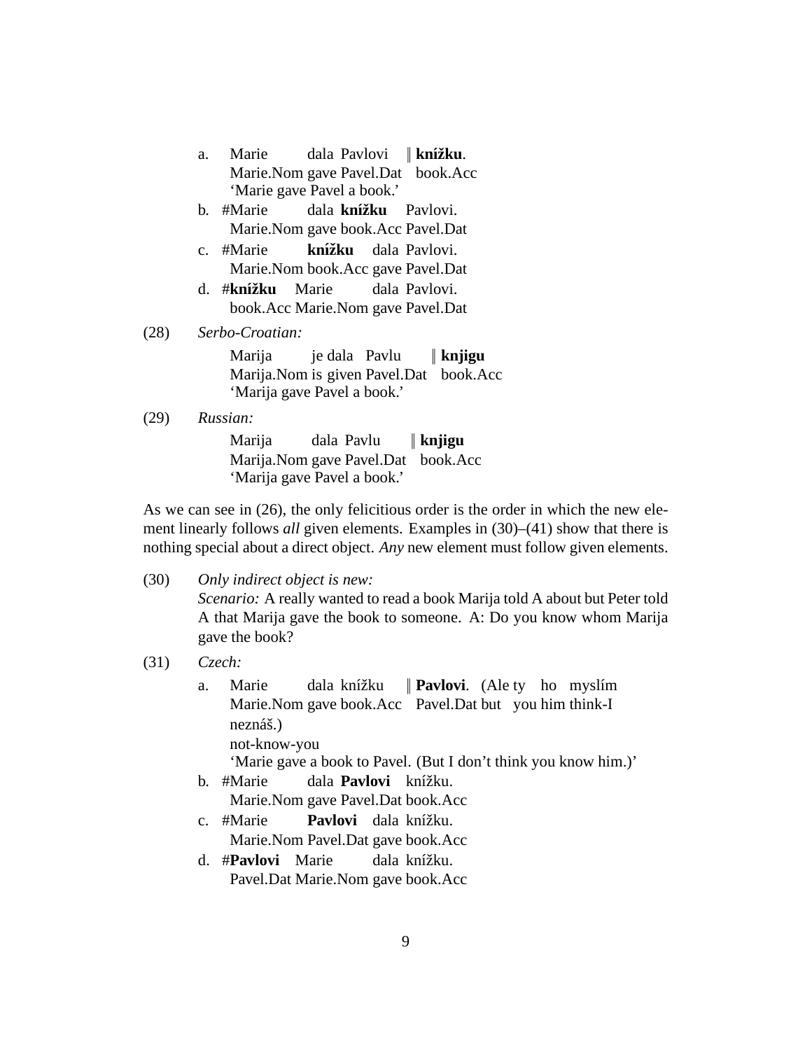a. Marie dala Pavlovi ‖ **knížku**.
   Marie.Nom gave Pavel.Dat book.Acc
   'Marie gave Pavel a book.'

b. #Marie dala **knížku** Pavlovi.
   Marie.Nom gave book.Acc Pavel.Dat

c. #Marie **knížku** dala Pavlovi.
   Marie.Nom book.Acc gave Pavel.Dat

d. #**knížku** Marie dala Pavlovi.
   book.Acc Marie.Nom gave Pavel.Dat

(28) *Serbo-Croatian:*

   Marija je dala Pavlu ‖ **knjigu**
   Marija.Nom is given Pavel.Dat book.Acc
   'Marija gave Pavel a book.'

(29) *Russian:*

   Marija dala Pavlu ‖ **knjigu**
   Marija.Nom gave Pavel.Dat book.Acc
   'Marija gave Pavel a book.'

As we can see in (26), the only felicitious order is the order in which the new element linearly follows *all* given elements. Examples in (30)–(41) show that there is nothing special about a direct object. *Any* new element must follow given elements.

(30) *Only indirect object is new:*
   *Scenario:* A really wanted to read a book Marija told A about but Peter told A that Marija gave the book to someone. A: Do you know whom Marija gave the book?

(31) *Czech:*

a. Marie dala knížku ‖ **Pavlovi**. (Ale ty ho myslím neznáš.)
   Marie.Nom gave book.Acc Pavel.Dat but you him think-I not-know-you
   'Marie gave a book to Pavel. (But I don't think you know him.)'

b. #Marie dala **Pavlovi** knížku.
   Marie.Nom gave Pavel.Dat book.Acc

c. #Marie **Pavlovi** dala knížku.
   Marie.Nom Pavel.Dat gave book.Acc

d. #**Pavlovi** Marie dala knížku.
   Pavel.Dat Marie.Nom gave book.Acc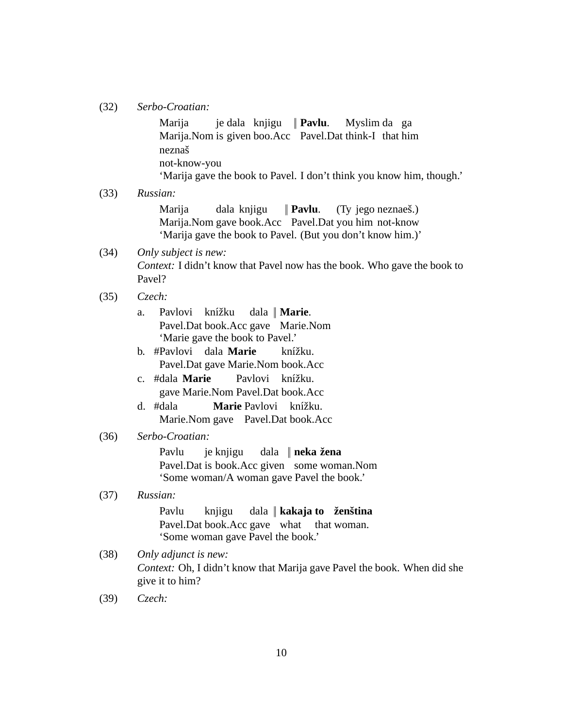(32) *Serbo-Croatian:*

Marija je dala knjigu ‖ **Pavlu**. Myslim da ga
Marija.Nom is given boo.Acc Pavel.Dat think-I that him
neznaš
not-know-you
'Marija gave the book to Pavel. I don't think you know him, though.'

(33) *Russian:*

Marija dala knjigu ‖ **Pavlu**. (Ty jego neznaeš.)
Marija.Nom gave book.Acc Pavel.Dat you him not-know
'Marija gave the book to Pavel. (But you don't know him.)'

(34) *Only subject is new:*
*Context:* I didn't know that Pavel now has the book. Who gave the book to Pavel?

(35) *Czech:*

a. Pavlovi knížku dala ‖ **Marie**.
Pavel.Dat book.Acc gave Marie.Nom
'Marie gave the book to Pavel.'

b. #Pavlovi dala **Marie** knížku.
Pavel.Dat gave Marie.Nom book.Acc

c. #dala **Marie** Pavlovi knížku.
gave Marie.Nom Pavel.Dat book.Acc

d. #dala **Marie** Pavlovi knížku.
Marie.Nom gave Pavel.Dat book.Acc

(36) *Serbo-Croatian:*

Pavlu je knjigu dala ‖ **neka žena**
Pavel.Dat is book.Acc given some woman.Nom
'Some woman/A woman gave Pavel the book.'

(37) *Russian:*

Pavlu knjigu dala ‖ **kakaja to ženština**
Pavel.Dat book.Acc gave what that woman.
'Some woman gave Pavel the book.'

(38) *Only adjunct is new:*
*Context:* Oh, I didn't know that Marija gave Pavel the book. When did she give it to him?

(39) *Czech:*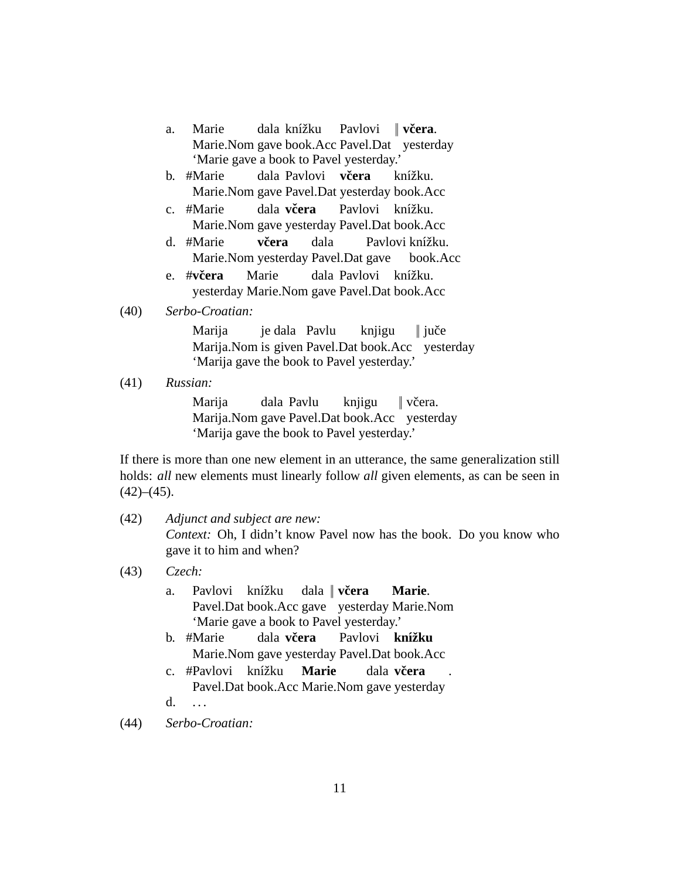a. Marie dala knížku Pavlovi ‖ **včera**.
   Marie.Nom gave book.Acc Pavel.Dat yesterday
   'Marie gave a book to Pavel yesterday.'

b. #Marie dala Pavlovi **včera** knížku.
   Marie.Nom gave Pavel.Dat yesterday book.Acc

c. #Marie dala **včera** Pavlovi knížku.
   Marie.Nom gave yesterday Pavel.Dat book.Acc

d. #Marie **včera** dala Pavlovi knížku.
   Marie.Nom yesterday Pavel.Dat gave book.Acc

e. #**včera** Marie dala Pavlovi knížku.
   yesterday Marie.Nom gave Pavel.Dat book.Acc

(40) *Serbo-Croatian:*

   Marija je dala Pavlu knjigu ‖ juče
   Marija.Nom is given Pavel.Dat book.Acc yesterday
   'Marija gave the book to Pavel yesterday.'

(41) *Russian:*

   Marija dala Pavlu knjigu ‖ včera.
   Marija.Nom gave Pavel.Dat book.Acc yesterday
   'Marija gave the book to Pavel yesterday.'

If there is more than one new element in an utterance, the same generalization still holds: *all* new elements must linearly follow *all* given elements, as can be seen in (42)–(45).

(42) *Adjunct and subject are new:*
   *Context:* Oh, I didn't know Pavel now has the book. Do you know who gave it to him and when?

(43) *Czech:*

a. Pavlovi knížku dala ‖ **včera** **Marie**.
   Pavel.Dat book.Acc gave yesterday Marie.Nom
   'Marie gave a book to Pavel yesterday.'

b. #Marie dala **včera** Pavlovi **knížku**
   Marie.Nom gave yesterday Pavel.Dat book.Acc

c. #Pavlovi knížku **Marie** dala **včera** .
   Pavel.Dat book.Acc Marie.Nom gave yesterday

d. . . .

(44) *Serbo-Croatian:*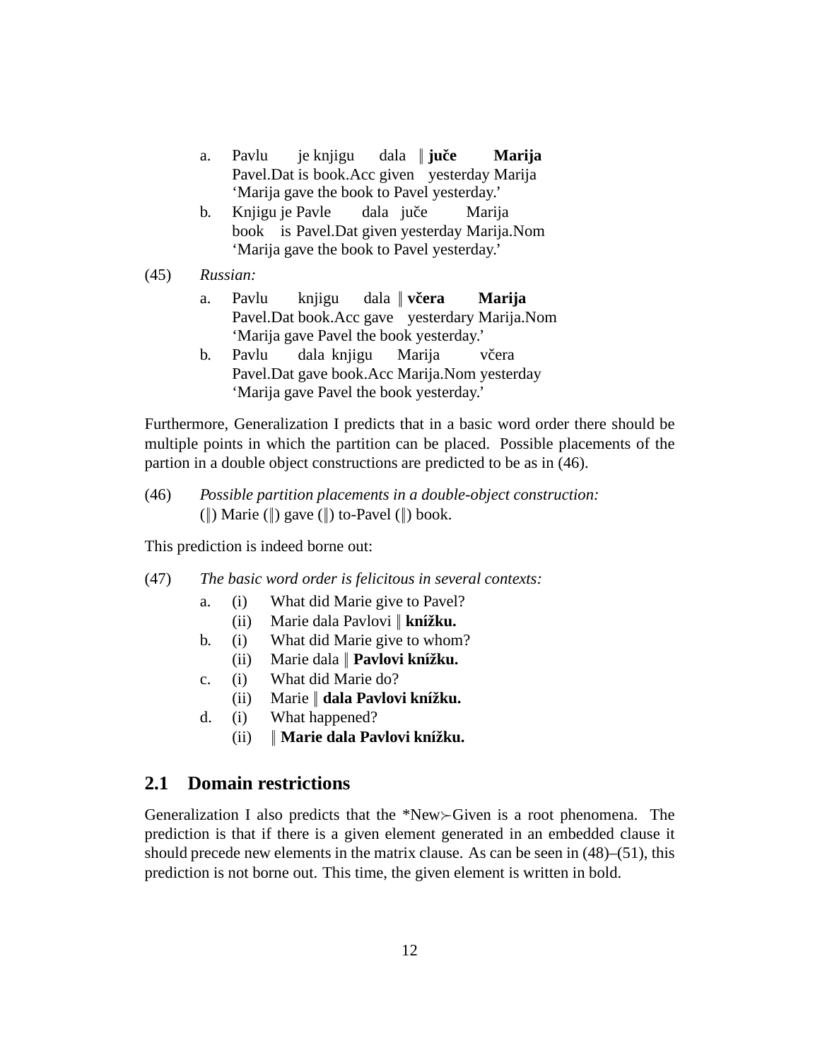a. Pavlu je knjigu dala ‖ **juče Marija**
   Pavel.Dat is book.Acc given yesterday Marija
   'Marija gave the book to Pavel yesterday.'

b. Knjigu je Pavle dala juče Marija
   book is Pavel.Dat given yesterday Marija.Nom
   'Marija gave the book to Pavel yesterday.'

(45) *Russian:*

a. Pavlu knjigu dala ‖ **včera Marija**
   Pavel.Dat book.Acc gave yesterdary Marija.Nom
   'Marija gave Pavel the book yesterday.'

b. Pavlu dala knjigu Marija včera
   Pavel.Dat gave book.Acc Marija.Nom yesterday
   'Marija gave Pavel the book yesterday.'

Furthermore, Generalization I predicts that in a basic word order there should be multiple points in which the partition can be placed. Possible placements of the partion in a double object constructions are predicted to be as in (46).

(46) *Possible partition placements in a double-object construction:*
(‖) Marie (‖) gave (‖) to-Pavel (‖) book.

This prediction is indeed borne out:

(47) *The basic word order is felicitous in several contexts:*

a. (i) What did Marie give to Pavel?
   (ii) Marie dala Pavlovi ‖ **knížku.**

b. (i) What did Marie give to whom?
   (ii) Marie dala ‖ **Pavlovi knížku.**

c. (i) What did Marie do?
   (ii) Marie ‖ **dala Pavlovi knížku.**

d. (i) What happened?
   (ii) ‖ **Marie dala Pavlovi knížku.**

## 2.1 Domain restrictions

Generalization I also predicts that the *New≻Given is a root phenomena. The prediction is that if there is a given element generated in an embedded clause it should precede new elements in the matrix clause. As can be seen in (48)–(51), this prediction is not borne out. This time, the given element is written in bold.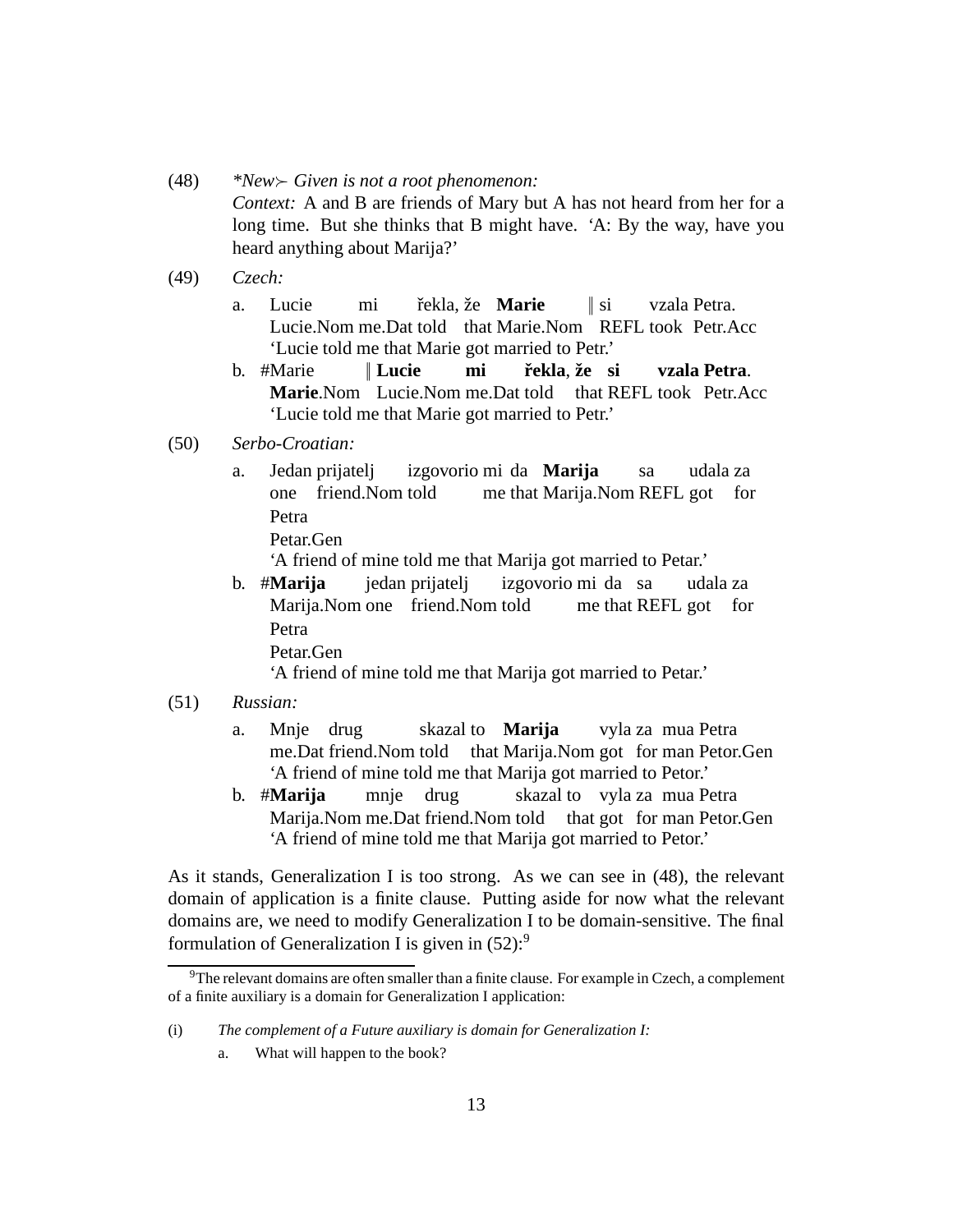(48) *\*New≻ Given is not a root phenomenon:*
*Context:* A and B are friends of Mary but A has not heard from her for a long time. But she thinks that B might have. 'A: By the way, have you heard anything about Marija?'

(49) *Czech:*

a. Lucie mi řekla, že **Marie** ‖ si vzala Petra.
Lucie.Nom me.Dat told that Marie.Nom REFL took Petr.Acc
'Lucie told me that Marie got married to Petr.'

b. #Marie ‖ **Lucie mi řekla**, **že si vzala Petra**.
**Marie**.Nom Lucie.Nom me.Dat told that REFL took Petr.Acc
'Lucie told me that Marie got married to Petr.'

(50) *Serbo-Croatian:*

a. Jedan prijatelj izgovorio mi da **Marija** sa udala za Petra
one friend.Nom told me that Marija.Nom REFL got for Petar.Gen
'A friend of mine told me that Marija got married to Petar.'

b. #**Marija** jedan prijatelj izgovorio mi da sa udala za Petra
Marija.Nom one friend.Nom told me that REFL got for Petar.Gen
'A friend of mine told me that Marija got married to Petar.'

(51) *Russian:*

a. Mnje drug skazal to **Marija** vyla za mua Petra
me.Dat friend.Nom told that Marija.Nom got for man Petor.Gen
'A friend of mine told me that Marija got married to Petor.'

b. #**Marija** mnje drug skazal to vyla za mua Petra
Marija.Nom me.Dat friend.Nom told that got for man Petor.Gen
'A friend of mine told me that Marija got married to Petor.'

As it stands, Generalization I is too strong. As we can see in (48), the relevant domain of application is a finite clause. Putting aside for now what the relevant domains are, we need to modify Generalization I to be domain-sensitive. The final formulation of Generalization I is given in (52):[9]

[9] The relevant domains are often smaller than a finite clause. For example in Czech, a complement of a finite auxiliary is a domain for Generalization I application:

(i) *The complement of a Future auxiliary is domain for Generalization I:*

a. What will happen to the book?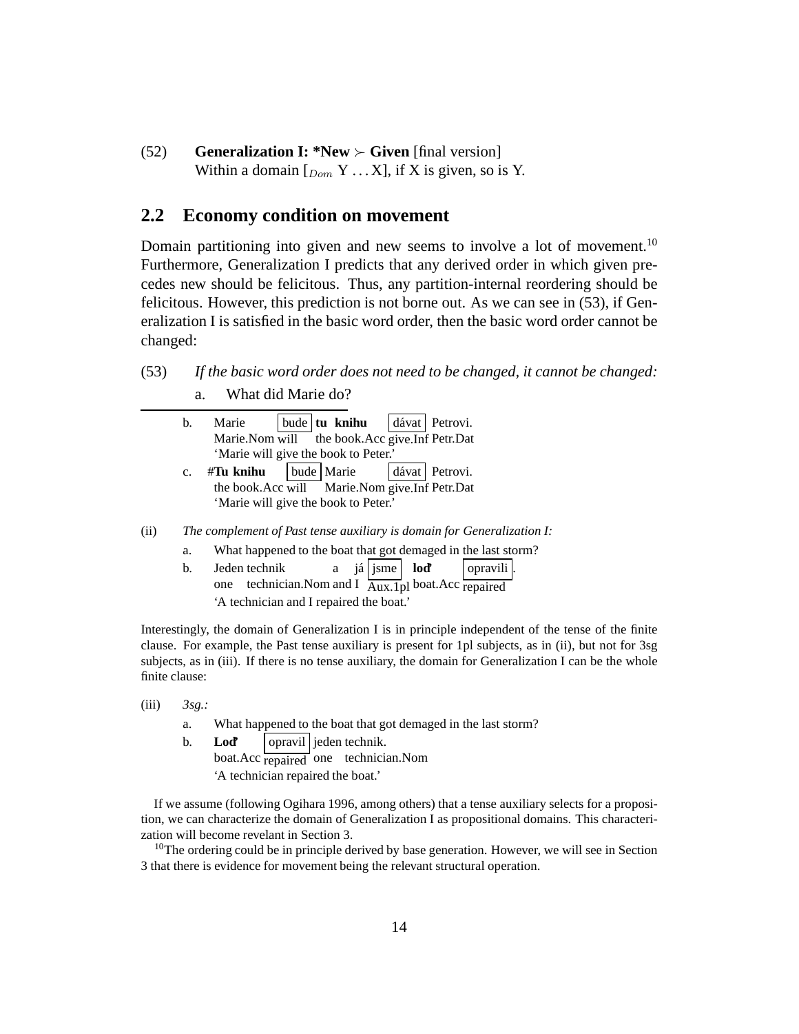(52) **Generalization I: \*New $\succ$ Given** [final version]
Within a domain [$_{Dom}$ Y ... X], if X is given, so is Y.

## 2.2 Economy condition on movement

Domain partitioning into given and new seems to involve a lot of movement.[10] Furthermore, Generalization I predicts that any derived order in which given precedes new should be felicitous. Thus, any partition-internal reordering should be felicitous. However, this prediction is not borne out. As we can see in (53), if Generalization I is satisfied in the basic word order, then the basic word order cannot be changed:

(53) *If the basic word order does not need to be changed, it cannot be changed:*

a. What did Marie do?

---

b. Marie [bude] **tu knihu** [dávat] Petrovi.
Marie.Nom will the book.Acc give.Inf Petr.Dat
'Marie will give the book to Peter.'

c. #**Tu knihu** [bude] Marie [dávat] Petrovi.
the book.Acc will Marie.Nom give.Inf Petr.Dat
'Marie will give the book to Peter.'

(ii) *The complement of Past tense auxiliary is domain for Generalization I:*

a. What happened to the boat that got demaged in the last storm?

b. Jeden technik a já [jsme] **loď** [opravili].
one technician.Nom and I Aux.1pl boat.Acc repaired
'A technician and I repaired the boat.'

Interestingly, the domain of Generalization I is in principle independent of the tense of the finite clause. For example, the Past tense auxiliary is present for 1pl subjects, as in (ii), but not for 3sg subjects, as in (iii). If there is no tense auxiliary, the domain for Generalization I can be the whole finite clause:

(iii) *3sg.:*

a. What happened to the boat that got demaged in the last storm?

b. **Loď** [opravil] jeden technik.
boat.Acc repaired one technician.Nom
'A technician repaired the boat.'

If we assume (following Ogihara 1996, among others) that a tense auxiliary selects for a proposition, we can characterize the domain of Generalization I as propositional domains. This characterization will become revelant in Section 3.

[10] The ordering could be in principle derived by base generation. However, we will see in Section 3 that there is evidence for movement being the relevant structural operation.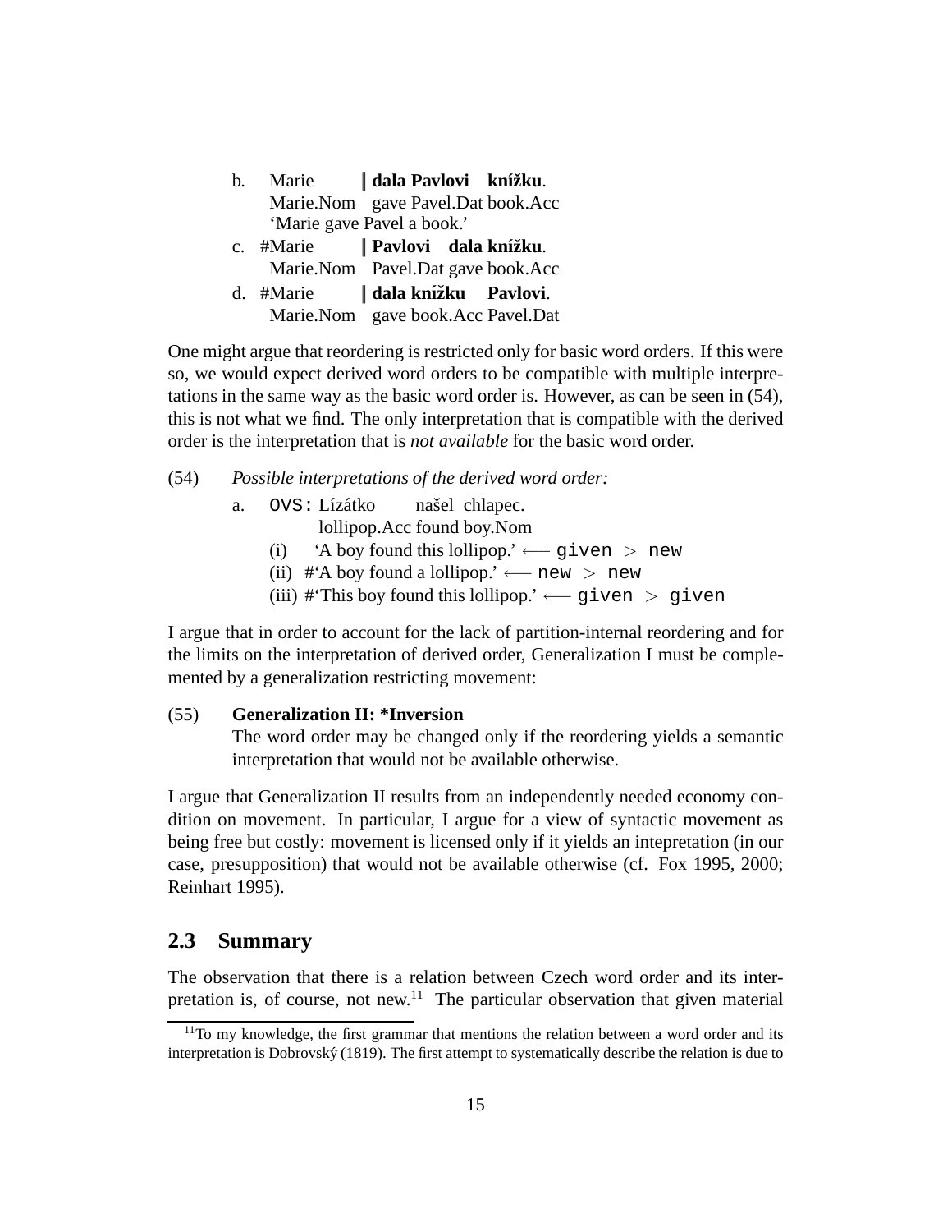b. Marie ‖ **dala Pavlovi knížku**.
   Marie.Nom gave Pavel.Dat book.Acc
   'Marie gave Pavel a book.'

c. #Marie ‖ **Pavlovi dala knížku**.
   Marie.Nom Pavel.Dat gave book.Acc

d. #Marie ‖ **dala knížku Pavlovi**.
   Marie.Nom gave book.Acc Pavel.Dat

One might argue that reordering is restricted only for basic word orders. If this were so, we would expect derived word orders to be compatible with multiple interpretations in the same way as the basic word order is. However, as can be seen in (54), this is not what we find. The only interpretation that is compatible with the derived order is the interpretation that is *not available* for the basic word order.

(54) *Possible interpretations of the derived word order:*

a. `OVS`: Lízátko našel chlapec.
   lollipop.Acc found boy.Nom
   (i) 'A boy found this lollipop.' ⟵ `given` > `new`
   (ii) #'A boy found a lollipop.' ⟵ `new` > `new`
   (iii) #'This boy found this lollipop.' ⟵ `given` > `given`

I argue that in order to account for the lack of partition-internal reordering and for the limits on the interpretation of derived order, Generalization I must be complemented by a generalization restricting movement:

(55) **Generalization II: *Inversion**
The word order may be changed only if the reordering yields a semantic interpretation that would not be available otherwise.

I argue that Generalization II results from an independently needed economy condition on movement. In particular, I argue for a view of syntactic movement as being free but costly: movement is licensed only if it yields an intepretation (in our case, presupposition) that would not be available otherwise (cf. Fox 1995, 2000; Reinhart 1995).

## 2.3 Summary

The observation that there is a relation between Czech word order and its interpretation is, of course, not new.[11] The particular observation that given material

[11] To my knowledge, the first grammar that mentions the relation between a word order and its interpretation is Dobrovský (1819). The first attempt to systematically describe the relation is due to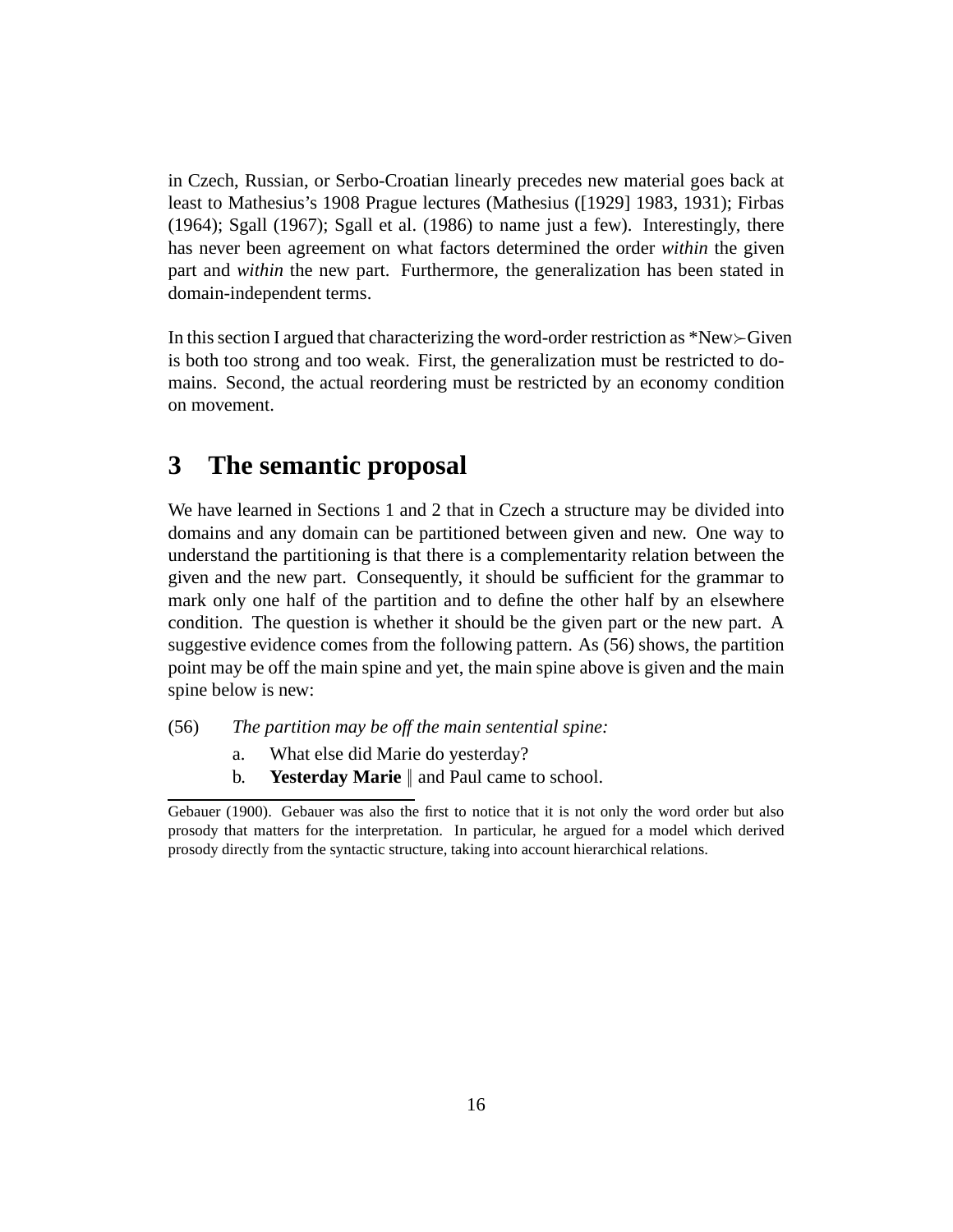in Czech, Russian, or Serbo-Croatian linearly precedes new material goes back at least to Mathesius's 1908 Prague lectures (Mathesius ([1929] 1983, 1931); Firbas (1964); Sgall (1967); Sgall et al. (1986) to name just a few). Interestingly, there has never been agreement on what factors determined the order *within* the given part and *within* the new part. Furthermore, the generalization has been stated in domain-independent terms.

In this section I argued that characterizing the word-order restriction as *New≻Given is both too strong and too weak. First, the generalization must be restricted to domains. Second, the actual reordering must be restricted by an economy condition on movement.

## 3 The semantic proposal

We have learned in Sections 1 and 2 that in Czech a structure may be divided into domains and any domain can be partitioned between given and new. One way to understand the partitioning is that there is a complementarity relation between the given and the new part. Consequently, it should be sufficient for the grammar to mark only one half of the partition and to define the other half by an elsewhere condition. The question is whether it should be the given part or the new part. A suggestive evidence comes from the following pattern. As (56) shows, the partition point may be off the main spine and yet, the main spine above is given and the main spine below is new:

(56) *The partition may be off the main sentential spine:*

a. What else did Marie do yesterday?

b. **Yesterday Marie** ‖ and Paul came to school.

---

Gebauer (1900). Gebauer was also the first to notice that it is not only the word order but also prosody that matters for the interpretation. In particular, he argued for a model which derived prosody directly from the syntactic structure, taking into account hierarchical relations.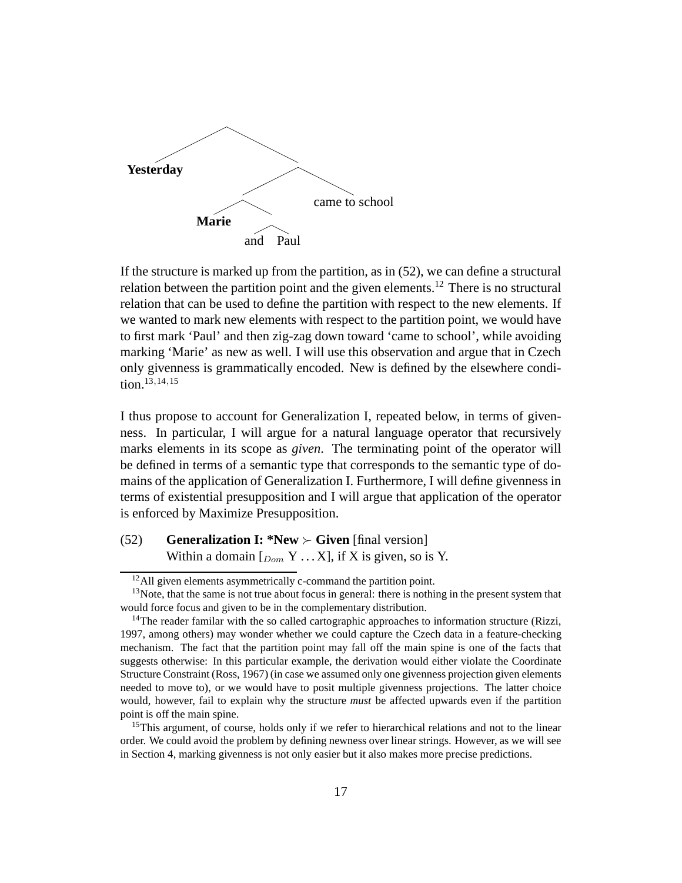```
            ________
           /        \
    **Yesterday**     ________
                     /        \
                ____           came to school
               /    \
         **Marie**   __
                    /  \
                  and  Paul
```

If the structure is marked up from the partition, as in (52), we can define a structural relation between the partition point and the given elements.[12] There is no structural relation that can be used to define the partition with respect to the new elements. If we wanted to mark new elements with respect to the partition point, we would have to first mark 'Paul' and then zig-zag down toward 'came to school', while avoiding marking 'Marie' as new as well. I will use this observation and argue that in Czech only givenness is grammatically encoded. New is defined by the elsewhere condition.[13,14,15]

I thus propose to account for Generalization I, repeated below, in terms of givenness. In particular, I will argue for a natural language operator that recursively marks elements in its scope as *given*. The terminating point of the operator will be defined in terms of a semantic type that corresponds to the semantic type of domains of the application of Generalization I. Furthermore, I will define givenness in terms of existential presupposition and I will argue that application of the operator is enforced by Maximize Presupposition.

(52) **Generalization I: \*New $\succ$ Given** [final version]
Within a domain [$_{Dom}$ Y ... X], if X is given, so is Y.

---

[12] All given elements asymmetrically c-command the partition point.

[13] Note, that the same is not true about focus in general: there is nothing in the present system that would force focus and given to be in the complementary distribution.

[14] The reader familar with the so called cartographic approaches to information structure (Rizzi, 1997, among others) may wonder whether we could capture the Czech data in a feature-checking mechanism. The fact that the partition point may fall off the main spine is one of the facts that suggests otherwise: In this particular example, the derivation would either violate the Coordinate Structure Constraint (Ross, 1967) (in case we assumed only one givenness projection given elements needed to move to), or we would have to posit multiple givenness projections. The latter choice would, however, fail to explain why the structure *must* be affected upwards even if the partition point is off the main spine.

[15] This argument, of course, holds only if we refer to hierarchical relations and not to the linear order. We could avoid the problem by defining newness over linear strings. However, as we will see in Section 4, marking givenness is not only easier but it also makes more precise predictions.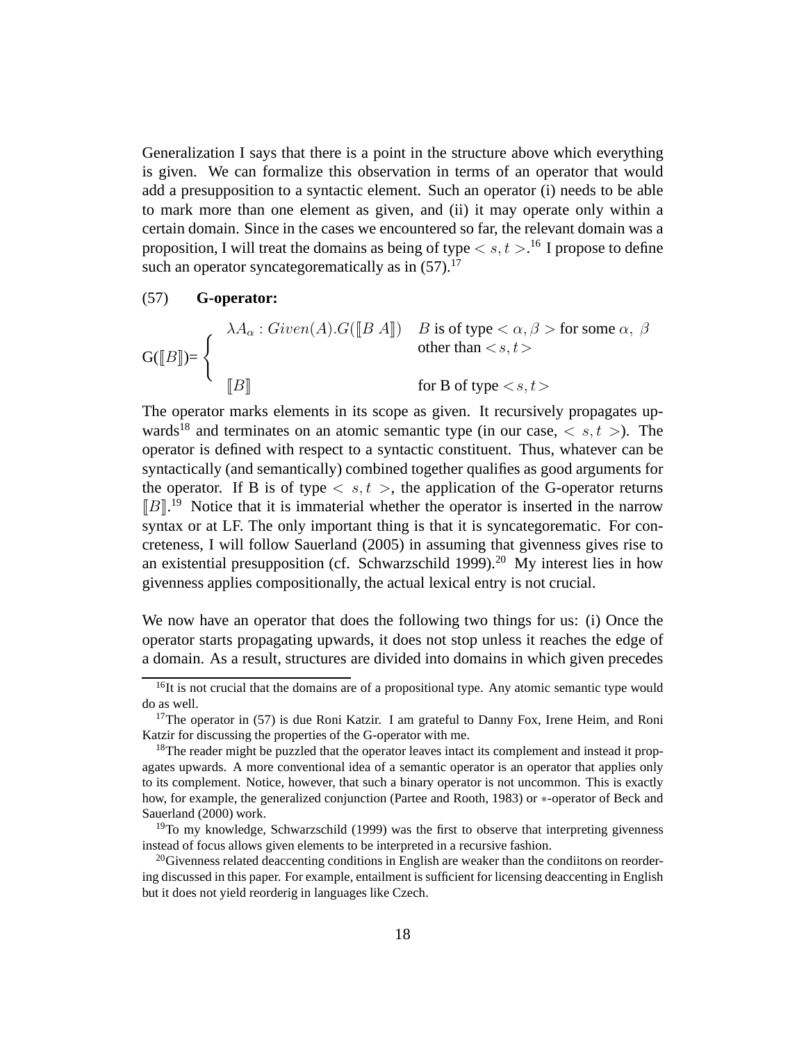Generalization I says that there is a point in the structure above which everything is given. We can formalize this observation in terms of an operator that would add a presupposition to a syntactic element. Such an operator (i) needs to be able to mark more than one element as given, and (ii) it may operate only within a certain domain. Since in the cases we encountered so far, the relevant domain was a proposition, I will treat the domains as being of type $< s, t >$.[16] I propose to define such an operator syncategorematically as in (57).[17]

(57) **G-operator:**

$$\text{G}([\![B]\!]) = \begin{cases} \lambda A_\alpha : Given(A).G([\![B\ A]\!]) & B \text{ is of type } < \alpha, \beta > \text{ for some } \alpha,\ \beta \text{ other than } <s,t> \\ [\![B]\!] & \text{for B of type } <s,t> \end{cases}$$

The operator marks elements in its scope as given. It recursively propagates upwards[18] and terminates on an atomic semantic type (in our case, $< s, t >$). The operator is defined with respect to a syntactic constituent. Thus, whatever can be syntactically (and semantically) combined together qualifies as good arguments for the operator. If B is of type $< s, t >$, the application of the G-operator returns $[\![B]\!]$.[19] Notice that it is immaterial whether the operator is inserted in the narrow syntax or at LF. The only important thing is that it is syncategorematic. For concreteness, I will follow Sauerland (2005) in assuming that givenness gives rise to an existential presupposition (cf. Schwarzschild 1999).[20] My interest lies in how givenness applies compositionally, the actual lexical entry is not crucial.

We now have an operator that does the following two things for us: (i) Once the operator starts propagating upwards, it does not stop unless it reaches the edge of a domain. As a result, structures are divided into domains in which given precedes

---

[16] It is not crucial that the domains are of a propositional type. Any atomic semantic type would do as well.

[17] The operator in (57) is due Roni Katzir. I am grateful to Danny Fox, Irene Heim, and Roni Katzir for discussing the properties of the G-operator with me.

[18] The reader might be puzzled that the operator leaves intact its complement and instead it propagates upwards. A more conventional idea of a semantic operator is an operator that applies only to its complement. Notice, however, that such a binary operator is not uncommon. This is exactly how, for example, the generalized conjunction (Partee and Rooth, 1983) or $*$-operator of Beck and Sauerland (2000) work.

[19] To my knowledge, Schwarzschild (1999) was the first to observe that interpreting givenness instead of focus allows given elements to be interpreted in a recursive fashion.

[20] Givenness related deaccenting conditions in English are weaker than the condiitons on reordering discussed in this paper. For example, entailment is sufficient for licensing deaccenting in English but it does not yield reorderig in languages like Czech.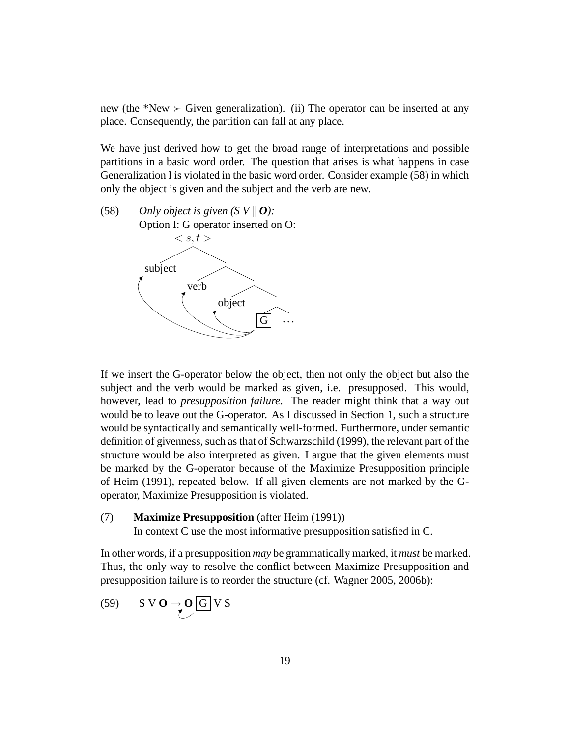new (the *New $\succ$ Given generalization). (ii) The operator can be inserted at any place. Consequently, the partition can fall at any place.

We have just derived how to get the broad range of interpretations and possible partitions in a basic word order. The question that arises is what happens in case Generalization I is violated in the basic word order. Consider example (58) in which only the object is given and the subject and the verb are new.

(58) *Only object is given (S V ∥ **O**):*
Option I: G operator inserted on O:

$< s, t >$ [subject [verb [object [G ...]]]]

If we insert the G-operator below the object, then not only the object but also the subject and the verb would be marked as given, i.e. presupposed. This would, however, lead to *presupposition failure*. The reader might think that a way out would be to leave out the G-operator. As I discussed in Section 1, such a structure would be syntactically and semantically well-formed. Furthermore, under semantic definition of givenness, such as that of Schwarzschild (1999), the relevant part of the structure would be also interpreted as given. I argue that the given elements must be marked by the G-operator because of the Maximize Presupposition principle of Heim (1991), repeated below. If all given elements are not marked by the G-operator, Maximize Presupposition is violated.

(7) **Maximize Presupposition** (after Heim (1991))
In context C use the most informative presupposition satisfied in C.

In other words, if a presupposition *may* be grammatically marked, it *must* be marked. Thus, the only way to resolve the conflict between Maximize Presupposition and presupposition failure is to reorder the structure (cf. Wagner 2005, 2006b):

(59) S V **O** $\rightarrow$ **O** [G] V S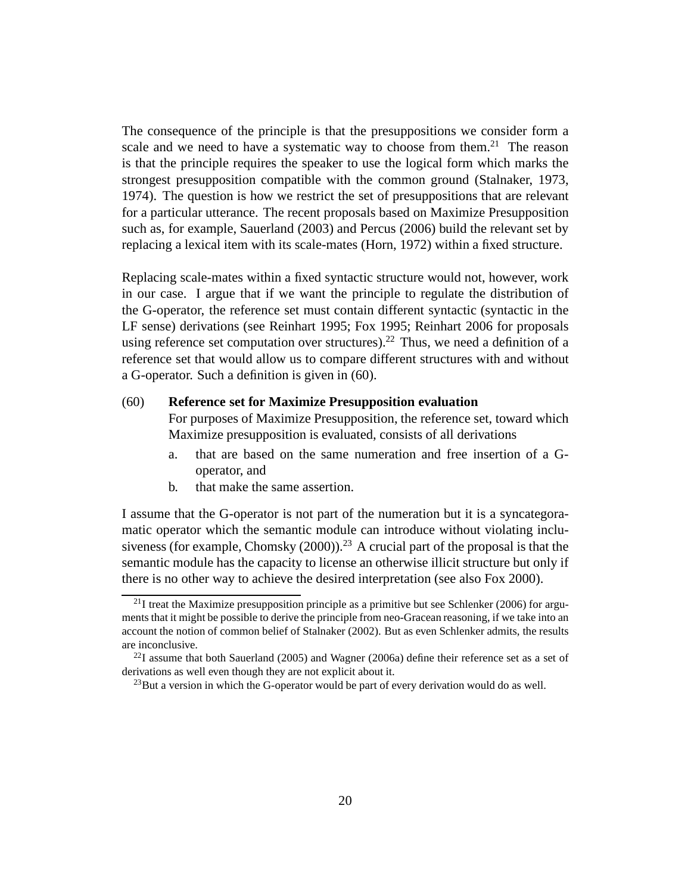The consequence of the principle is that the presuppositions we consider form a scale and we need to have a systematic way to choose from them.[21] The reason is that the principle requires the speaker to use the logical form which marks the strongest presupposition compatible with the common ground (Stalnaker, 1973, 1974). The question is how we restrict the set of presuppositions that are relevant for a particular utterance. The recent proposals based on Maximize Presupposition such as, for example, Sauerland (2003) and Percus (2006) build the relevant set by replacing a lexical item with its scale-mates (Horn, 1972) within a fixed structure.

Replacing scale-mates within a fixed syntactic structure would not, however, work in our case. I argue that if we want the principle to regulate the distribution of the G-operator, the reference set must contain different syntactic (syntactic in the LF sense) derivations (see Reinhart 1995; Fox 1995; Reinhart 2006 for proposals using reference set computation over structures).[22] Thus, we need a definition of a reference set that would allow us to compare different structures with and without a G-operator. Such a definition is given in (60).

(60) **Reference set for Maximize Presupposition evaluation**
For purposes of Maximize Presupposition, the reference set, toward which Maximize presupposition is evaluated, consists of all derivations

a. that are based on the same numeration and free insertion of a G-operator, and
b. that make the same assertion.

I assume that the G-operator is not part of the numeration but it is a syncategoramatic operator which the semantic module can introduce without violating inclusiveness (for example, Chomsky (2000)).[23] A crucial part of the proposal is that the semantic module has the capacity to license an otherwise illicit structure but only if there is no other way to achieve the desired interpretation (see also Fox 2000).

[21] I treat the Maximize presupposition principle as a primitive but see Schlenker (2006) for arguments that it might be possible to derive the principle from neo-Gracean reasoning, if we take into an account the notion of common belief of Stalnaker (2002). But as even Schlenker admits, the results are inconclusive.

[22] I assume that both Sauerland (2005) and Wagner (2006a) define their reference set as a set of derivations as well even though they are not explicit about it.

[23] But a version in which the G-operator would be part of every derivation would do as well.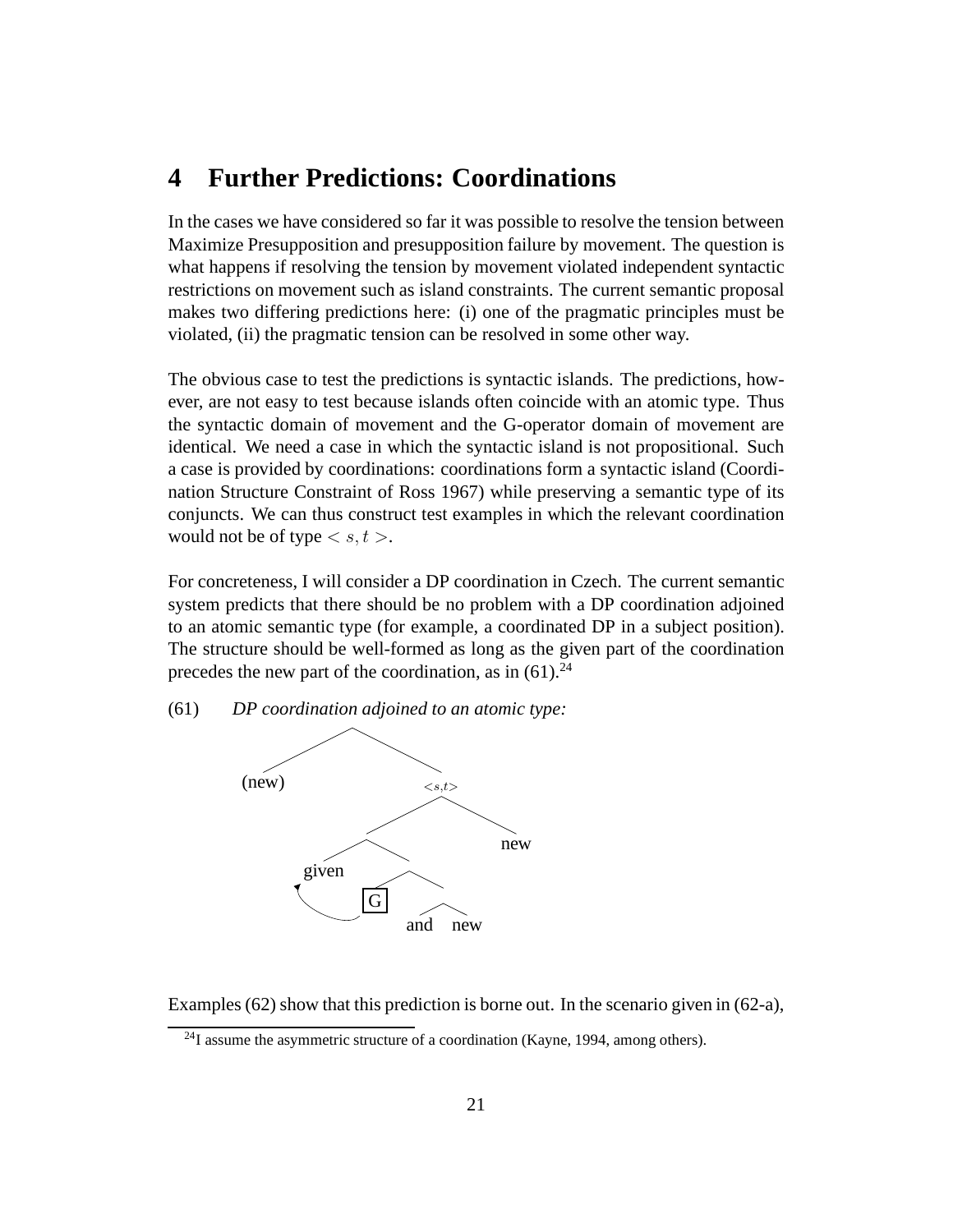## 4 Further Predictions: Coordinations

In the cases we have considered so far it was possible to resolve the tension between Maximize Presupposition and presupposition failure by movement. The question is what happens if resolving the tension by movement violated independent syntactic restrictions on movement such as island constraints. The current semantic proposal makes two differing predictions here: (i) one of the pragmatic principles must be violated, (ii) the pragmatic tension can be resolved in some other way.

The obvious case to test the predictions is syntactic islands. The predictions, however, are not easy to test because islands often coincide with an atomic type. Thus the syntactic domain of movement and the G-operator domain of movement are identical. We need a case in which the syntactic island is not propositional. Such a case is provided by coordinations: coordinations form a syntactic island (Coordination Structure Constraint of Ross 1967) while preserving a semantic type of its conjuncts. We can thus construct test examples in which the relevant coordination would not be of type $< s, t >$.

For concreteness, I will consider a DP coordination in Czech. The current semantic system predicts that there should be no problem with a DP coordination adjoined to an atomic semantic type (for example, a coordinated DP in a subject position). The structure should be well-formed as long as the given part of the coordination precedes the new part of the coordination, as in (61).[24]

(61) *DP coordination adjoined to an atomic type:*

```
            /\
           /  \
      (new)   <s,t>
              /   \
             /\    new
            /  \
        given  /\
          ^   G  \
          |__/   /\
               and new
```

Examples (62) show that this prediction is borne out. In the scenario given in (62-a),

[24] I assume the asymmetric structure of a coordination (Kayne, 1994, among others).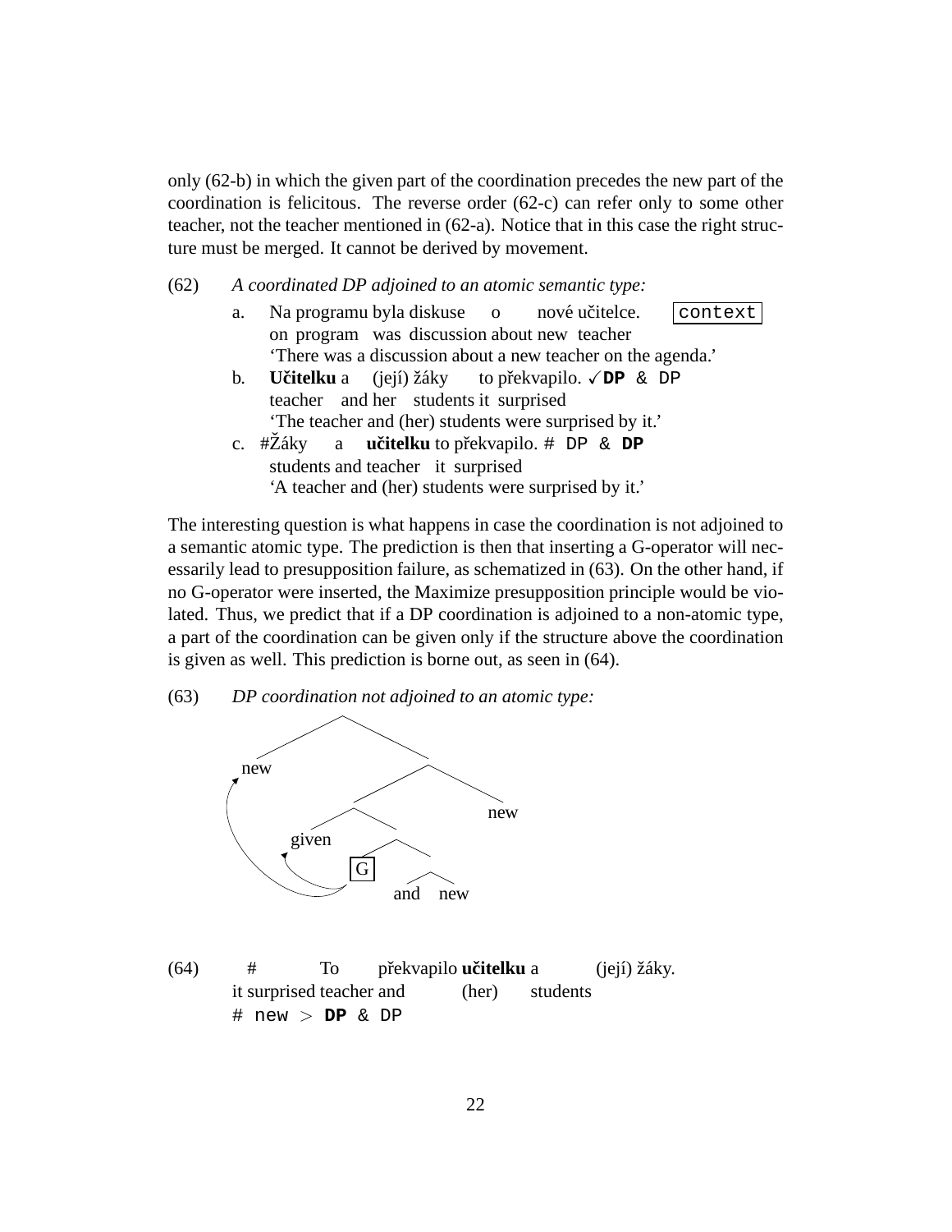only (62-b) in which the given part of the coordination precedes the new part of the coordination is felicitous. The reverse order (62-c) can refer only to some other teacher, not the teacher mentioned in (62-a). Notice that in this case the right structure must be merged. It cannot be derived by movement.

(62) *A coordinated DP adjoined to an atomic semantic type:*

a. Na programu byla diskuse o nové učitelce. `context`
   on program was discussion about new teacher
   'There was a discussion about a new teacher on the agenda.'

b. **Učitelku** a (její) žáky to překvapilo. ✓**DP** & DP
   teacher and her students it surprised
   'The teacher and (her) students were surprised by it.'

c. #Žáky a **učitelku** to překvapilo. # DP & **DP**
   students and teacher it surprised
   'A teacher and (her) students were surprised by it.'

The interesting question is what happens in case the coordination is not adjoined to a semantic atomic type. The prediction is then that inserting a G-operator will necessarily lead to presupposition failure, as schematized in (63). On the other hand, if no G-operator were inserted, the Maximize presupposition principle would be violated. Thus, we predict that if a DP coordination is adjoined to a non-atomic type, a part of the coordination can be given only if the structure above the coordination is given as well. This prediction is borne out, as seen in (64).

(63) *DP coordination not adjoined to an atomic type:*

```
        /\
     new  \
          /\
         /  new
        /\
   given  \
         /\
        G  \
           /\
         and new
```

(G scopes over "given" and over the higher "new")

(64) # To překvapilo **učitelku** a (její) žáky.
   it surprised teacher and (her) students
   # new > **DP** & DP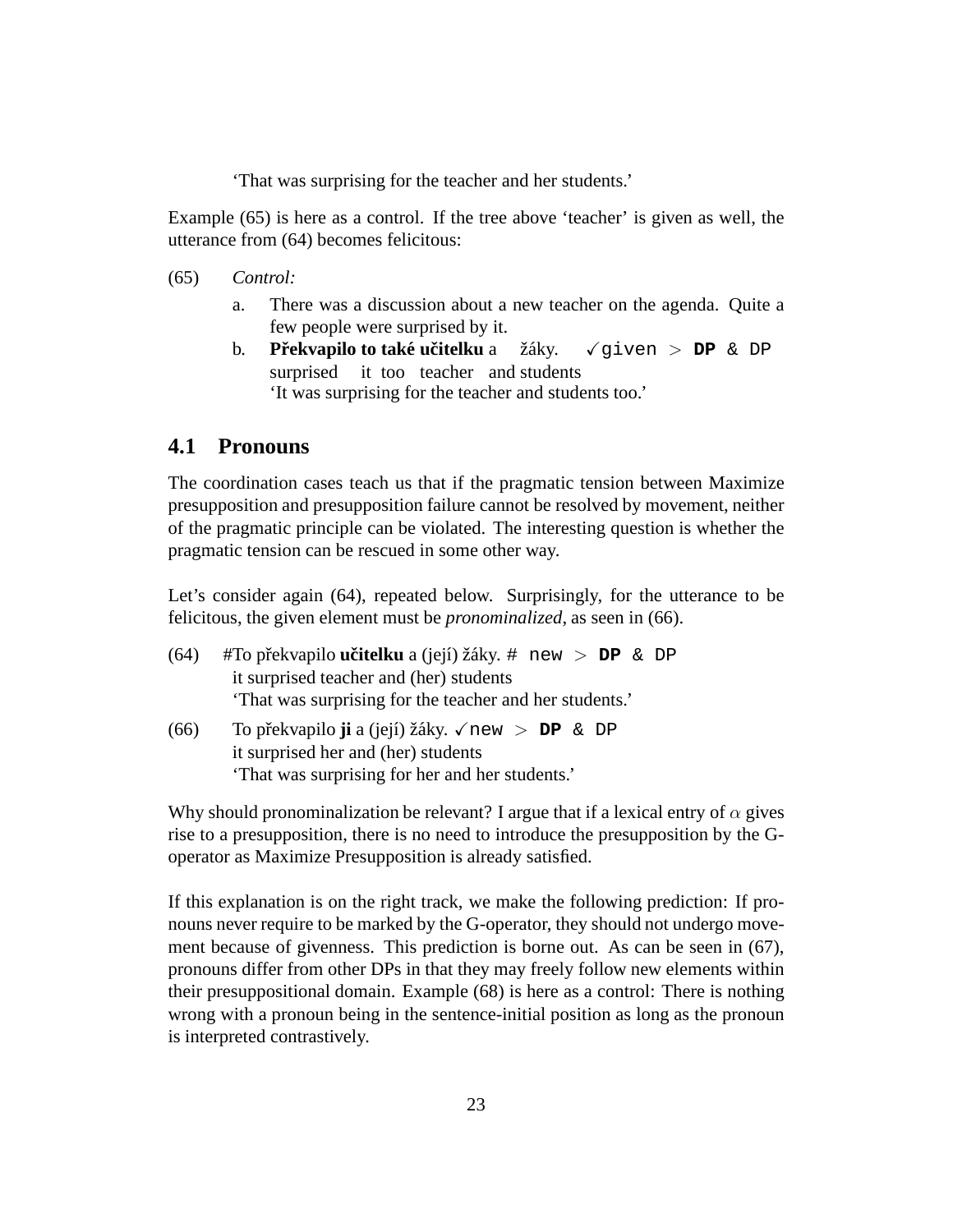'That was surprising for the teacher and her students.'

Example (65) is here as a control. If the tree above 'teacher' is given as well, the utterance from (64) becomes felicitous:

(65) *Control:*

a. There was a discussion about a new teacher on the agenda. Quite a few people were surprised by it.

b. **Překvapilo to také učitelku** a žáky. ✓`given` > **`DP`** `& DP`
surprised it too teacher and students
'It was surprising for the teacher and students too.'

## 4.1 Pronouns

The coordination cases teach us that if the pragmatic tension between Maximize presupposition and presupposition failure cannot be resolved by movement, neither of the pragmatic principle can be violated. The interesting question is whether the pragmatic tension can be rescued in some other way.

Let's consider again (64), repeated below. Surprisingly, for the utterance to be felicitous, the given element must be *pronominalized*, as seen in (66).

(64) #To překvapilo **učitelku** a (její) žáky. `# new` > **`DP`** `& DP`
it surprised teacher and (her) students
'That was surprising for the teacher and her students.'

(66) To překvapilo **ji** a (její) žáky. ✓`new` > **`DP`** `& DP`
it surprised her and (her) students
'That was surprising for her and her students.'

Why should pronominalization be relevant? I argue that if a lexical entry of $\alpha$ gives rise to a presupposition, there is no need to introduce the presupposition by the G-operator as Maximize Presupposition is already satisfied.

If this explanation is on the right track, we make the following prediction: If pronouns never require to be marked by the G-operator, they should not undergo movement because of givenness. This prediction is borne out. As can be seen in (67), pronouns differ from other DPs in that they may freely follow new elements within their presuppositional domain. Example (68) is here as a control: There is nothing wrong with a pronoun being in the sentence-initial position as long as the pronoun is interpreted contrastively.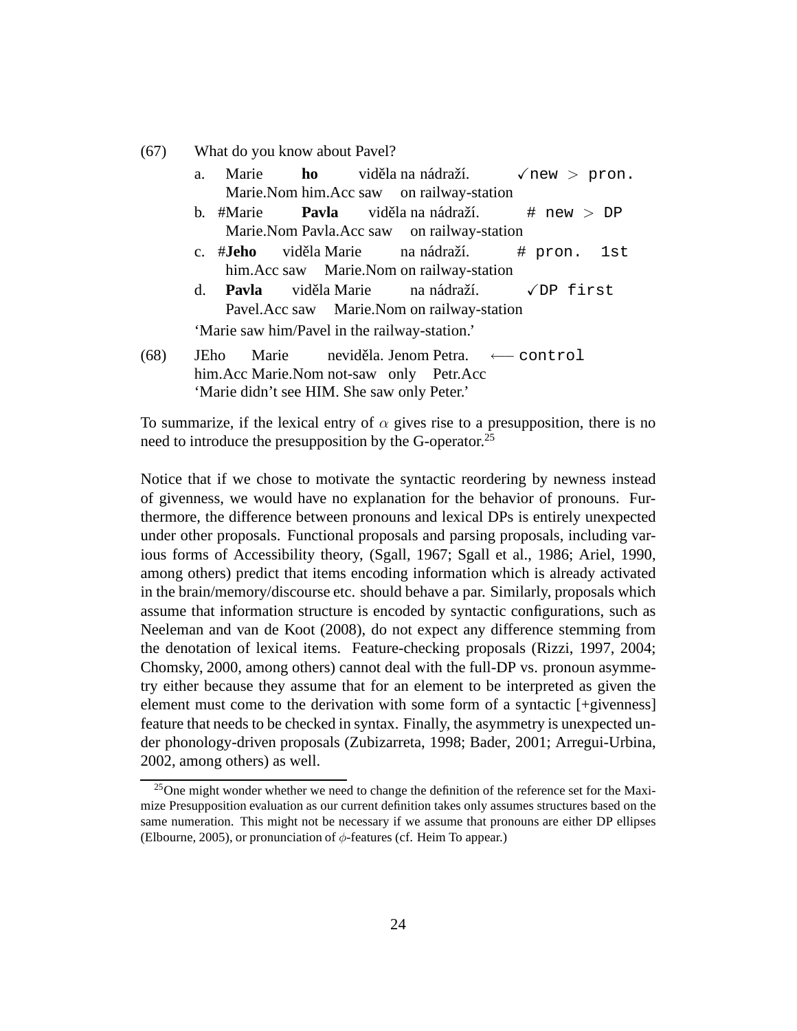(67) What do you know about Pavel?

a. Marie **ho** viděla na nádraží. ✓`new > pron.`
Marie.Nom him.Acc saw on railway-station

b. #Marie **Pavla** viděla na nádraží. `# new > DP`
Marie.Nom Pavla.Acc saw on railway-station

c. #**Jeho** viděla Marie na nádraží. `# pron. 1st`
him.Acc saw Marie.Nom on railway-station

d. **Pavla** viděla Marie na nádraží. ✓`DP first`
Pavel.Acc saw Marie.Nom on railway-station

'Marie saw him/Pavel in the railway-station.'

(68) JEho Marie neviděla. Jenom Petra. ⟵ `control`
him.Acc Marie.Nom not-saw only Petr.Acc
'Marie didn't see HIM. She saw only Peter.'

To summarize, if the lexical entry of $\alpha$ gives rise to a presupposition, there is no need to introduce the presupposition by the G-operator.[25]

Notice that if we chose to motivate the syntactic reordering by newness instead of givenness, we would have no explanation for the behavior of pronouns. Furthermore, the difference between pronouns and lexical DPs is entirely unexpected under other proposals. Functional proposals and parsing proposals, including various forms of Accessibility theory, (Sgall, 1967; Sgall et al., 1986; Ariel, 1990, among others) predict that items encoding information which is already activated in the brain/memory/discourse etc. should behave a par. Similarly, proposals which assume that information structure is encoded by syntactic configurations, such as Neeleman and van de Koot (2008), do not expect any difference stemming from the denotation of lexical items. Feature-checking proposals (Rizzi, 1997, 2004; Chomsky, 2000, among others) cannot deal with the full-DP vs. pronoun asymmetry either because they assume that for an element to be interpreted as given the element must come to the derivation with some form of a syntactic [+givenness] feature that needs to be checked in syntax. Finally, the asymmetry is unexpected under phonology-driven proposals (Zubizarreta, 1998; Bader, 2001; Arregui-Urbina, 2002, among others) as well.

[25] One might wonder whether we need to change the definition of the reference set for the Maximize Presupposition evaluation as our current definition takes only assumes structures based on the same numeration. This might not be necessary if we assume that pronouns are either DP ellipses (Elbourne, 2005), or pronunciation of $\phi$-features (cf. Heim To appear.)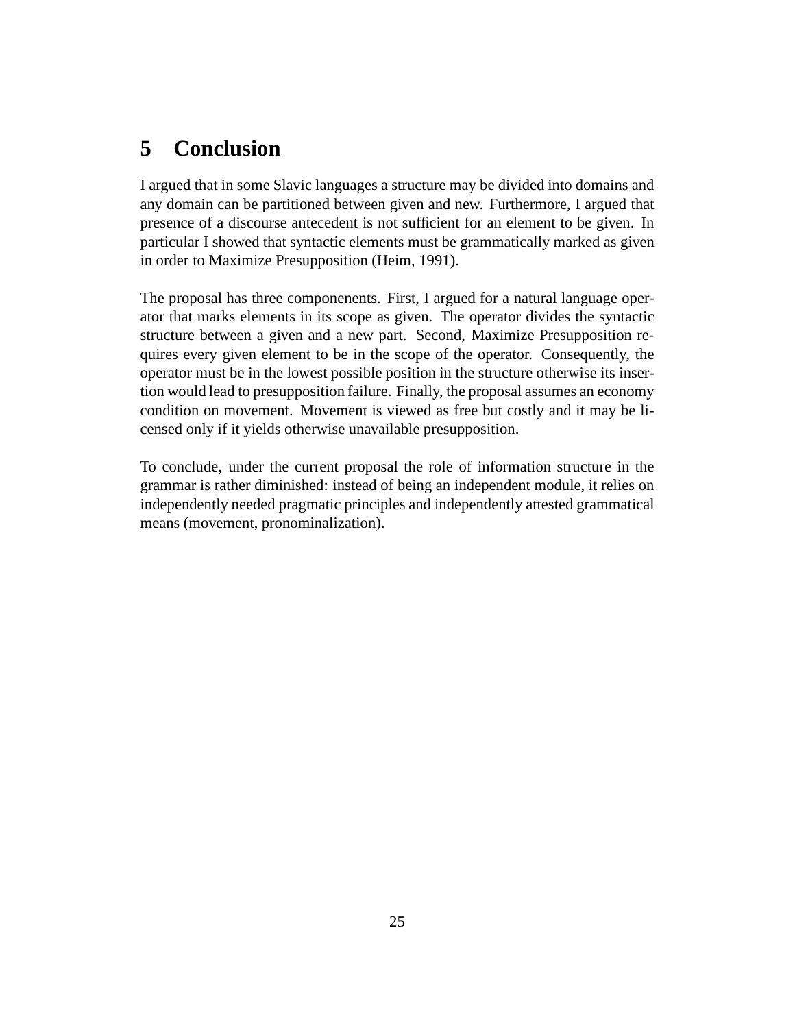## 5 Conclusion

I argued that in some Slavic languages a structure may be divided into domains and any domain can be partitioned between given and new. Furthermore, I argued that presence of a discourse antecedent is not sufficient for an element to be given. In particular I showed that syntactic elements must be grammatically marked as given in order to Maximize Presupposition (Heim, 1991).

The proposal has three componenents. First, I argued for a natural language operator that marks elements in its scope as given. The operator divides the syntactic structure between a given and a new part. Second, Maximize Presupposition requires every given element to be in the scope of the operator. Consequently, the operator must be in the lowest possible position in the structure otherwise its insertion would lead to presupposition failure. Finally, the proposal assumes an economy condition on movement. Movement is viewed as free but costly and it may be licensed only if it yields otherwise unavailable presupposition.

To conclude, under the current proposal the role of information structure in the grammar is rather diminished: instead of being an independent module, it relies on independently needed pragmatic principles and independently attested grammatical means (movement, pronominalization).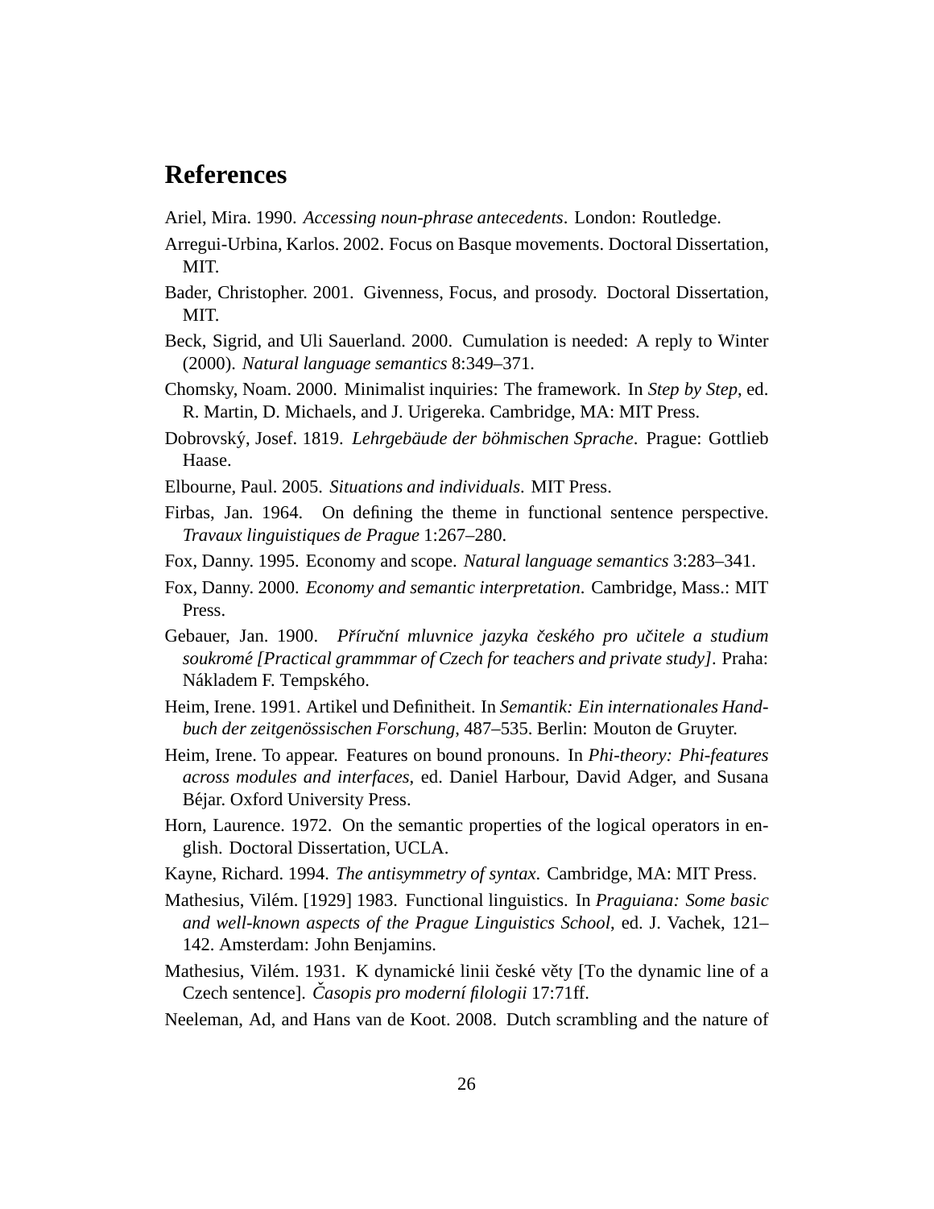# References

Ariel, Mira. 1990. *Accessing noun-phrase antecedents*. London: Routledge.

Arregui-Urbina, Karlos. 2002. Focus on Basque movements. Doctoral Dissertation, MIT.

Bader, Christopher. 2001. Givenness, Focus, and prosody. Doctoral Dissertation, MIT.

Beck, Sigrid, and Uli Sauerland. 2000. Cumulation is needed: A reply to Winter (2000). *Natural language semantics* 8:349–371.

Chomsky, Noam. 2000. Minimalist inquiries: The framework. In *Step by Step*, ed. R. Martin, D. Michaels, and J. Urigereka. Cambridge, MA: MIT Press.

Dobrovský, Josef. 1819. *Lehrgebäude der böhmischen Sprache*. Prague: Gottlieb Haase.

Elbourne, Paul. 2005. *Situations and individuals*. MIT Press.

Firbas, Jan. 1964. On defining the theme in functional sentence perspective. *Travaux linguistiques de Prague* 1:267–280.

Fox, Danny. 1995. Economy and scope. *Natural language semantics* 3:283–341.

Fox, Danny. 2000. *Economy and semantic interpretation*. Cambridge, Mass.: MIT Press.

Gebauer, Jan. 1900. *Příruční mluvnice jazyka českého pro učitele a studium soukromé [Practical grammmar of Czech for teachers and private study]*. Praha: Nákladem F. Tempského.

Heim, Irene. 1991. Artikel und Definitheit. In *Semantik: Ein internationales Handbuch der zeitgenössischen Forschung*, 487–535. Berlin: Mouton de Gruyter.

Heim, Irene. To appear. Features on bound pronouns. In *Phi-theory: Phi-features across modules and interfaces*, ed. Daniel Harbour, David Adger, and Susana Béjar. Oxford University Press.

Horn, Laurence. 1972. On the semantic properties of the logical operators in english. Doctoral Dissertation, UCLA.

Kayne, Richard. 1994. *The antisymmetry of syntax*. Cambridge, MA: MIT Press.

Mathesius, Vilém. [1929] 1983. Functional linguistics. In *Praguiana: Some basic and well-known aspects of the Prague Linguistics School*, ed. J. Vachek, 121–142. Amsterdam: John Benjamins.

Mathesius, Vilém. 1931. K dynamické linii české věty [To the dynamic line of a Czech sentence]. *Časopis pro moderní filologii* 17:71ff.

Neeleman, Ad, and Hans van de Koot. 2008. Dutch scrambling and the nature of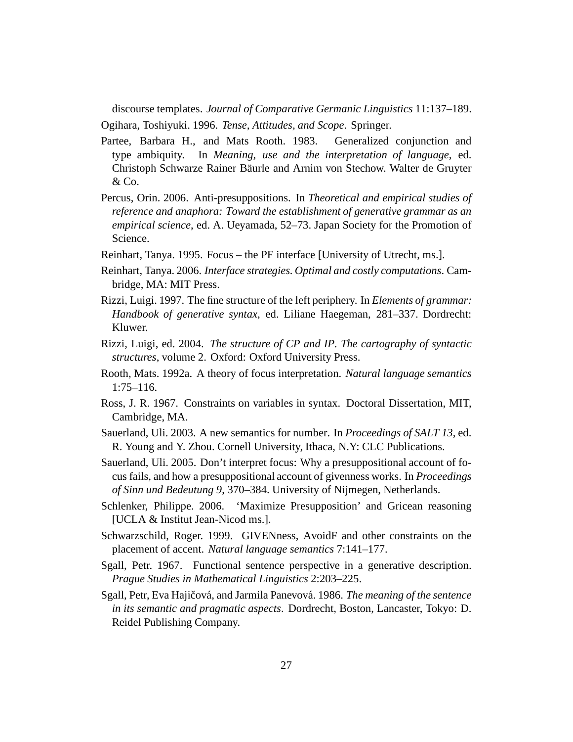discourse templates. *Journal of Comparative Germanic Linguistics* 11:137–189.

Ogihara, Toshiyuki. 1996. *Tense, Attitudes, and Scope*. Springer.

Partee, Barbara H., and Mats Rooth. 1983. Generalized conjunction and type ambiquity. In *Meaning, use and the interpretation of language*, ed. Christoph Schwarze Rainer Bäurle and Arnim von Stechow. Walter de Gruyter & Co.

Percus, Orin. 2006. Anti-presuppositions. In *Theoretical and empirical studies of reference and anaphora: Toward the establishment of generative grammar as an empirical science*, ed. A. Ueyamada, 52–73. Japan Society for the Promotion of Science.

Reinhart, Tanya. 1995. Focus – the PF interface [University of Utrecht, ms.].

Reinhart, Tanya. 2006. *Interface strategies. Optimal and costly computations*. Cambridge, MA: MIT Press.

Rizzi, Luigi. 1997. The fine structure of the left periphery. In *Elements of grammar: Handbook of generative syntax*, ed. Liliane Haegeman, 281–337. Dordrecht: Kluwer.

Rizzi, Luigi, ed. 2004. *The structure of CP and IP. The cartography of syntactic structures*, volume 2. Oxford: Oxford University Press.

Rooth, Mats. 1992a. A theory of focus interpretation. *Natural language semantics* 1:75–116.

Ross, J. R. 1967. Constraints on variables in syntax. Doctoral Dissertation, MIT, Cambridge, MA.

Sauerland, Uli. 2003. A new semantics for number. In *Proceedings of SALT 13*, ed. R. Young and Y. Zhou. Cornell University, Ithaca, N.Y: CLC Publications.

Sauerland, Uli. 2005. Don't interpret focus: Why a presuppositional account of focus fails, and how a presuppositional account of givenness works. In *Proceedings of Sinn und Bedeutung 9*, 370–384. University of Nijmegen, Netherlands.

Schlenker, Philippe. 2006. 'Maximize Presupposition' and Gricean reasoning [UCLA & Institut Jean-Nicod ms.].

Schwarzschild, Roger. 1999. GIVENness, AvoidF and other constraints on the placement of accent. *Natural language semantics* 7:141–177.

Sgall, Petr. 1967. Functional sentence perspective in a generative description. *Prague Studies in Mathematical Linguistics* 2:203–225.

Sgall, Petr, Eva Hajičová, and Jarmila Panevová. 1986. *The meaning of the sentence in its semantic and pragmatic aspects*. Dordrecht, Boston, Lancaster, Tokyo: D. Reidel Publishing Company.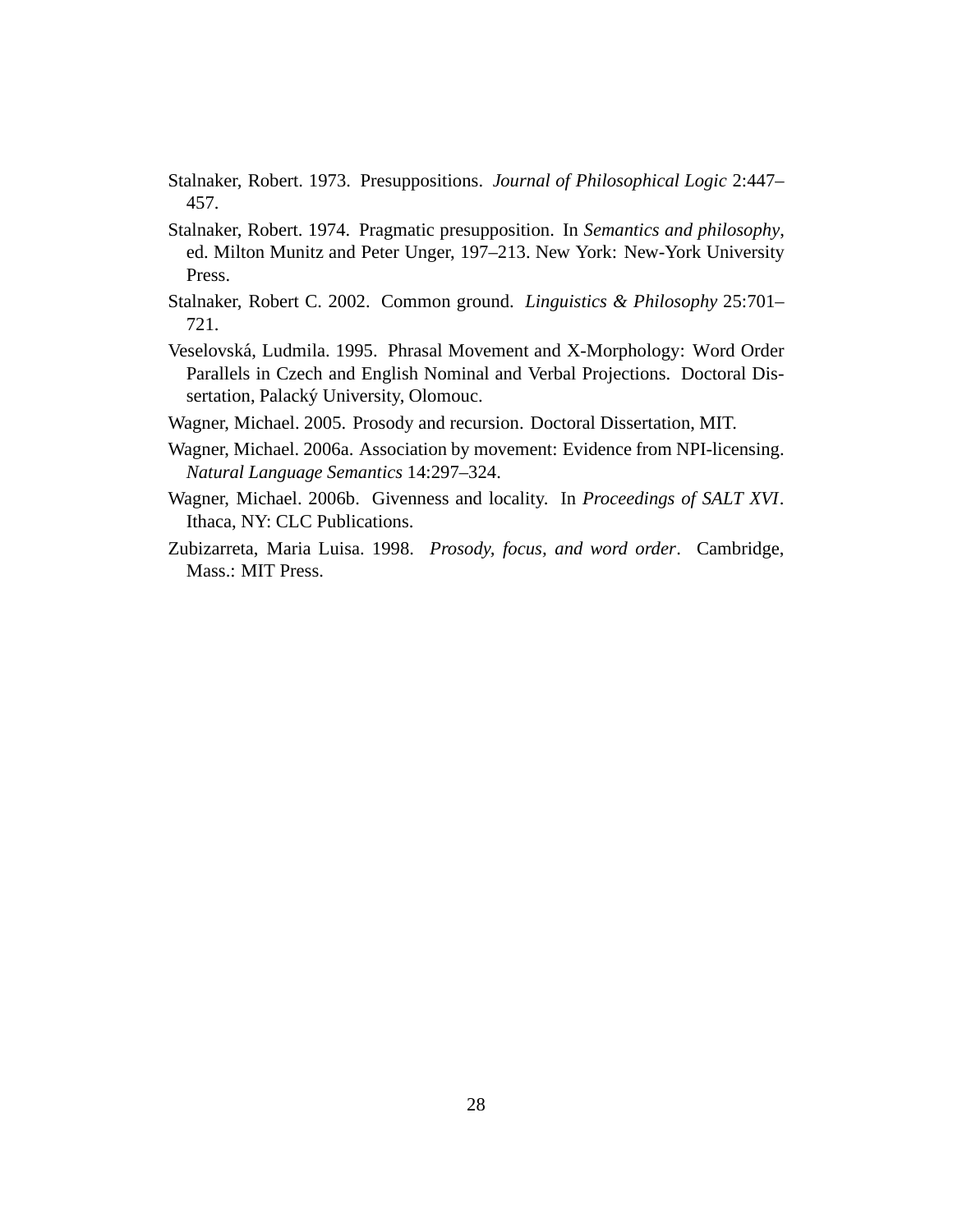Stalnaker, Robert. 1973. Presuppositions. *Journal of Philosophical Logic* 2:447–457.

Stalnaker, Robert. 1974. Pragmatic presupposition. In *Semantics and philosophy*, ed. Milton Munitz and Peter Unger, 197–213. New York: New-York University Press.

Stalnaker, Robert C. 2002. Common ground. *Linguistics & Philosophy* 25:701–721.

Veselovská, Ludmila. 1995. Phrasal Movement and X-Morphology: Word Order Parallels in Czech and English Nominal and Verbal Projections. Doctoral Dissertation, Palacký University, Olomouc.

Wagner, Michael. 2005. Prosody and recursion. Doctoral Dissertation, MIT.

Wagner, Michael. 2006a. Association by movement: Evidence from NPI-licensing. *Natural Language Semantics* 14:297–324.

Wagner, Michael. 2006b. Givenness and locality. In *Proceedings of SALT XVI*. Ithaca, NY: CLC Publications.

Zubizarreta, Maria Luisa. 1998. *Prosody, focus, and word order*. Cambridge, Mass.: MIT Press.